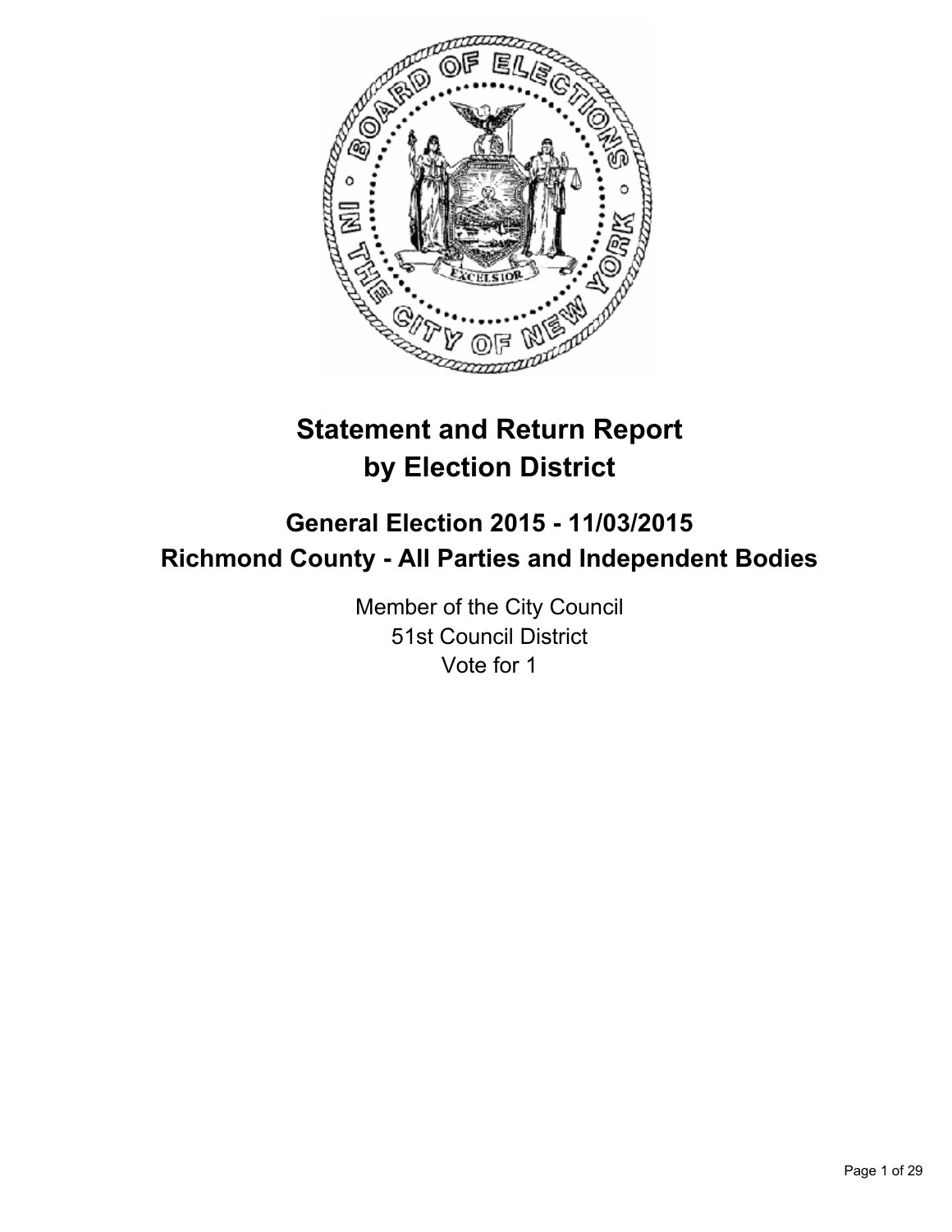# Statement and Return Report by Election District

## General Election 2015 - 11/03/2015
## Richmond County - All Parties and Independent Bodies

Member of the City Council
51st Council District
Vote for 1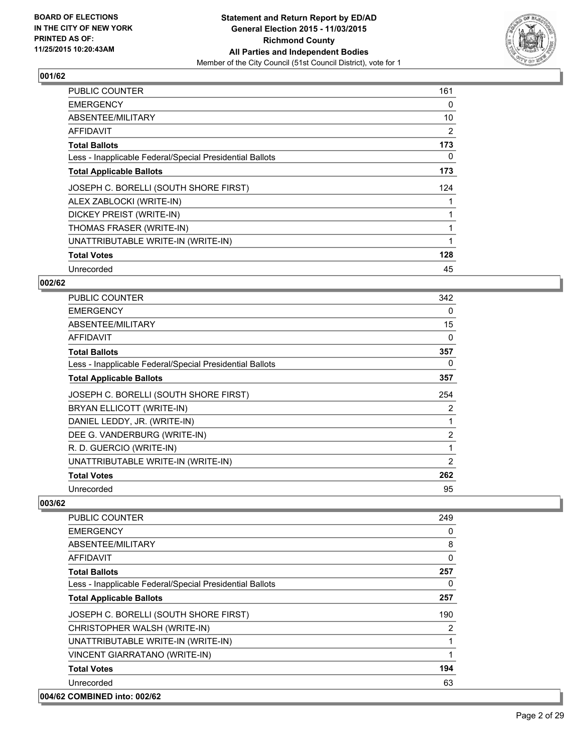**BOARD OF ELECTIONS IN THE CITY OF NEW YORK PRINTED AS OF: 11/25/2015 10:20:43AM**

**Statement and Return Report by ED/AD General Election 2015 - 11/03/2015 Richmond County All Parties and Independent Bodies**
Member of the City Council (51st Council District), vote for 1

### 001/62

| | |
|---|---|
| PUBLIC COUNTER | 161 |
| EMERGENCY | 0 |
| ABSENTEE/MILITARY | 10 |
| AFFIDAVIT | 2 |
| **Total Ballots** | **173** |
| Less - Inapplicable Federal/Special Presidential Ballots | 0 |
| **Total Applicable Ballots** | **173** |
| JOSEPH C. BORELLI (SOUTH SHORE FIRST) | 124 |
| ALEX ZABLOCKI (WRITE-IN) | 1 |
| DICKEY PREIST (WRITE-IN) | 1 |
| THOMAS FRASER (WRITE-IN) | 1 |
| UNATTRIBUTABLE WRITE-IN (WRITE-IN) | 1 |
| **Total Votes** | **128** |
| Unrecorded | 45 |

### 002/62

| | |
|---|---|
| PUBLIC COUNTER | 342 |
| EMERGENCY | 0 |
| ABSENTEE/MILITARY | 15 |
| AFFIDAVIT | 0 |
| **Total Ballots** | **357** |
| Less - Inapplicable Federal/Special Presidential Ballots | 0 |
| **Total Applicable Ballots** | **357** |
| JOSEPH C. BORELLI (SOUTH SHORE FIRST) | 254 |
| BRYAN ELLICOTT (WRITE-IN) | 2 |
| DANIEL LEDDY, JR. (WRITE-IN) | 1 |
| DEE G. VANDERBURG (WRITE-IN) | 2 |
| R. D. GUERCIO (WRITE-IN) | 1 |
| UNATTRIBUTABLE WRITE-IN (WRITE-IN) | 2 |
| **Total Votes** | **262** |
| Unrecorded | 95 |

### 003/62

| | |
|---|---|
| PUBLIC COUNTER | 249 |
| EMERGENCY | 0 |
| ABSENTEE/MILITARY | 8 |
| AFFIDAVIT | 0 |
| **Total Ballots** | **257** |
| Less - Inapplicable Federal/Special Presidential Ballots | 0 |
| **Total Applicable Ballots** | **257** |
| JOSEPH C. BORELLI (SOUTH SHORE FIRST) | 190 |
| CHRISTOPHER WALSH (WRITE-IN) | 2 |
| UNATTRIBUTABLE WRITE-IN (WRITE-IN) | 1 |
| VINCENT GIARRATANO (WRITE-IN) | 1 |
| **Total Votes** | **194** |
| Unrecorded | 63 |

### 004/62 COMBINED into: 002/62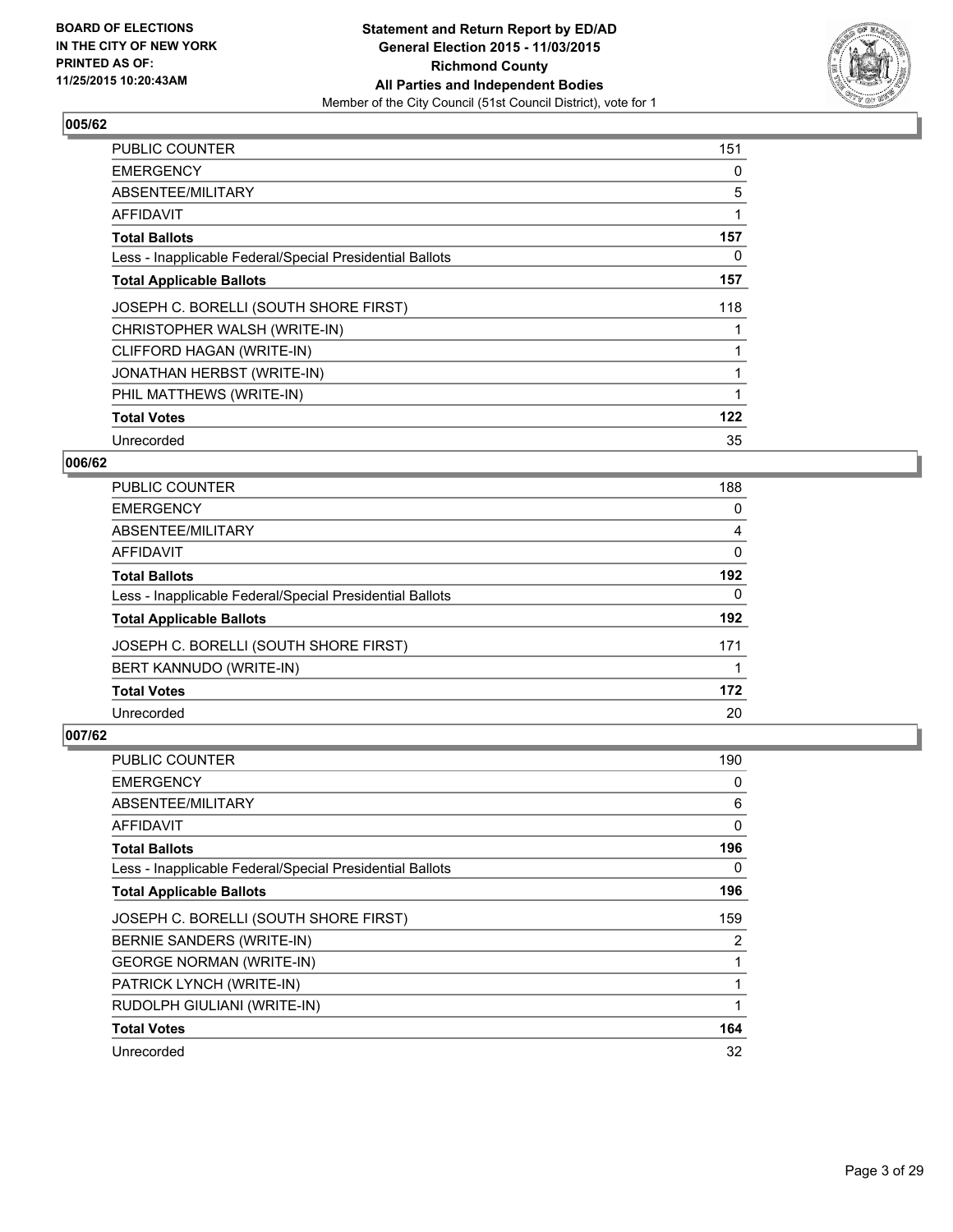### 005/62

| | |
|---|---|
| PUBLIC COUNTER | 151 |
| EMERGENCY | 0 |
| ABSENTEE/MILITARY | 5 |
| AFFIDAVIT | 1 |
| **Total Ballots** | **157** |
| Less - Inapplicable Federal/Special Presidential Ballots | 0 |
| **Total Applicable Ballots** | **157** |
| JOSEPH C. BORELLI (SOUTH SHORE FIRST) | 118 |
| CHRISTOPHER WALSH (WRITE-IN) | 1 |
| CLIFFORD HAGAN (WRITE-IN) | 1 |
| JONATHAN HERBST (WRITE-IN) | 1 |
| PHIL MATTHEWS (WRITE-IN) | 1 |
| **Total Votes** | **122** |
| Unrecorded | 35 |

### 006/62

| | |
|---|---|
| PUBLIC COUNTER | 188 |
| EMERGENCY | 0 |
| ABSENTEE/MILITARY | 4 |
| AFFIDAVIT | 0 |
| **Total Ballots** | **192** |
| Less - Inapplicable Federal/Special Presidential Ballots | 0 |
| **Total Applicable Ballots** | **192** |
| JOSEPH C. BORELLI (SOUTH SHORE FIRST) | 171 |
| BERT KANNUDO (WRITE-IN) | 1 |
| **Total Votes** | **172** |
| Unrecorded | 20 |

### 007/62

| | |
|---|---|
| PUBLIC COUNTER | 190 |
| EMERGENCY | 0 |
| ABSENTEE/MILITARY | 6 |
| AFFIDAVIT | 0 |
| **Total Ballots** | **196** |
| Less - Inapplicable Federal/Special Presidential Ballots | 0 |
| **Total Applicable Ballots** | **196** |
| JOSEPH C. BORELLI (SOUTH SHORE FIRST) | 159 |
| BERNIE SANDERS (WRITE-IN) | 2 |
| GEORGE NORMAN (WRITE-IN) | 1 |
| PATRICK LYNCH (WRITE-IN) | 1 |
| RUDOLPH GIULIANI (WRITE-IN) | 1 |
| **Total Votes** | **164** |
| Unrecorded | 32 |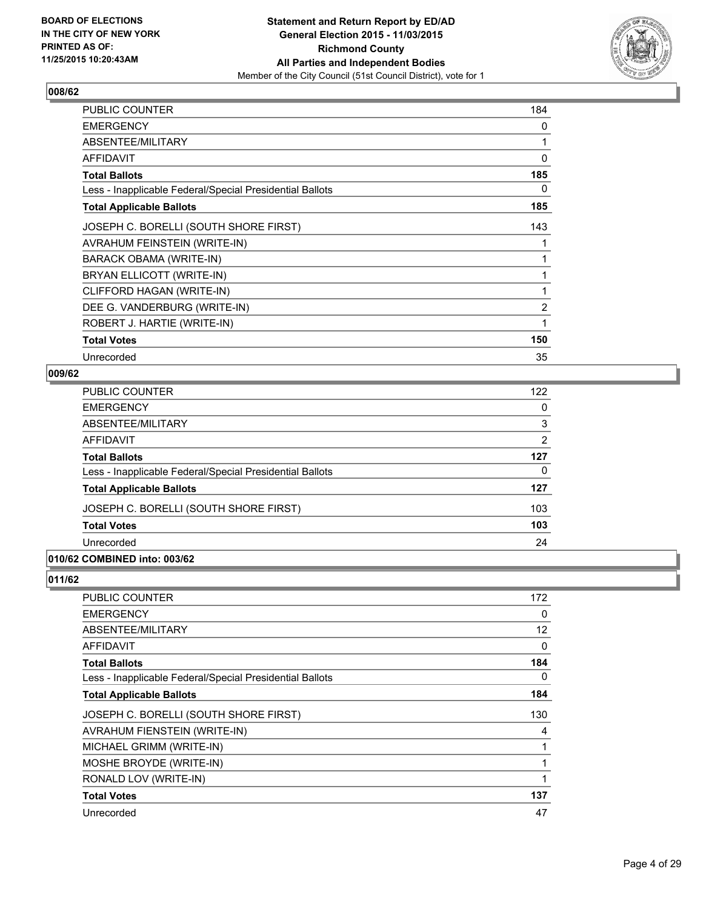## 008/62

| | |
|---|---|
| PUBLIC COUNTER | 184 |
| EMERGENCY | 0 |
| ABSENTEE/MILITARY | 1 |
| AFFIDAVIT | 0 |
| **Total Ballots** | **185** |
| Less - Inapplicable Federal/Special Presidential Ballots | 0 |
| **Total Applicable Ballots** | **185** |
| JOSEPH C. BORELLI (SOUTH SHORE FIRST) | 143 |
| AVRAHUM FEINSTEIN (WRITE-IN) | 1 |
| BARACK OBAMA (WRITE-IN) | 1 |
| BRYAN ELLICOTT (WRITE-IN) | 1 |
| CLIFFORD HAGAN (WRITE-IN) | 1 |
| DEE G. VANDERBURG (WRITE-IN) | 2 |
| ROBERT J. HARTIE (WRITE-IN) | 1 |
| **Total Votes** | **150** |
| Unrecorded | 35 |

## 009/62

| | |
|---|---|
| PUBLIC COUNTER | 122 |
| EMERGENCY | 0 |
| ABSENTEE/MILITARY | 3 |
| AFFIDAVIT | 2 |
| **Total Ballots** | **127** |
| Less - Inapplicable Federal/Special Presidential Ballots | 0 |
| **Total Applicable Ballots** | **127** |
| JOSEPH C. BORELLI (SOUTH SHORE FIRST) | 103 |
| **Total Votes** | **103** |
| Unrecorded | 24 |

## 010/62 COMBINED into: 003/62

## 011/62

| | |
|---|---|
| PUBLIC COUNTER | 172 |
| EMERGENCY | 0 |
| ABSENTEE/MILITARY | 12 |
| AFFIDAVIT | 0 |
| **Total Ballots** | **184** |
| Less - Inapplicable Federal/Special Presidential Ballots | 0 |
| **Total Applicable Ballots** | **184** |
| JOSEPH C. BORELLI (SOUTH SHORE FIRST) | 130 |
| AVRAHUM FIENSTEIN (WRITE-IN) | 4 |
| MICHAEL GRIMM (WRITE-IN) | 1 |
| MOSHE BROYDE (WRITE-IN) | 1 |
| RONALD LOV (WRITE-IN) | 1 |
| **Total Votes** | **137** |
| Unrecorded | 47 |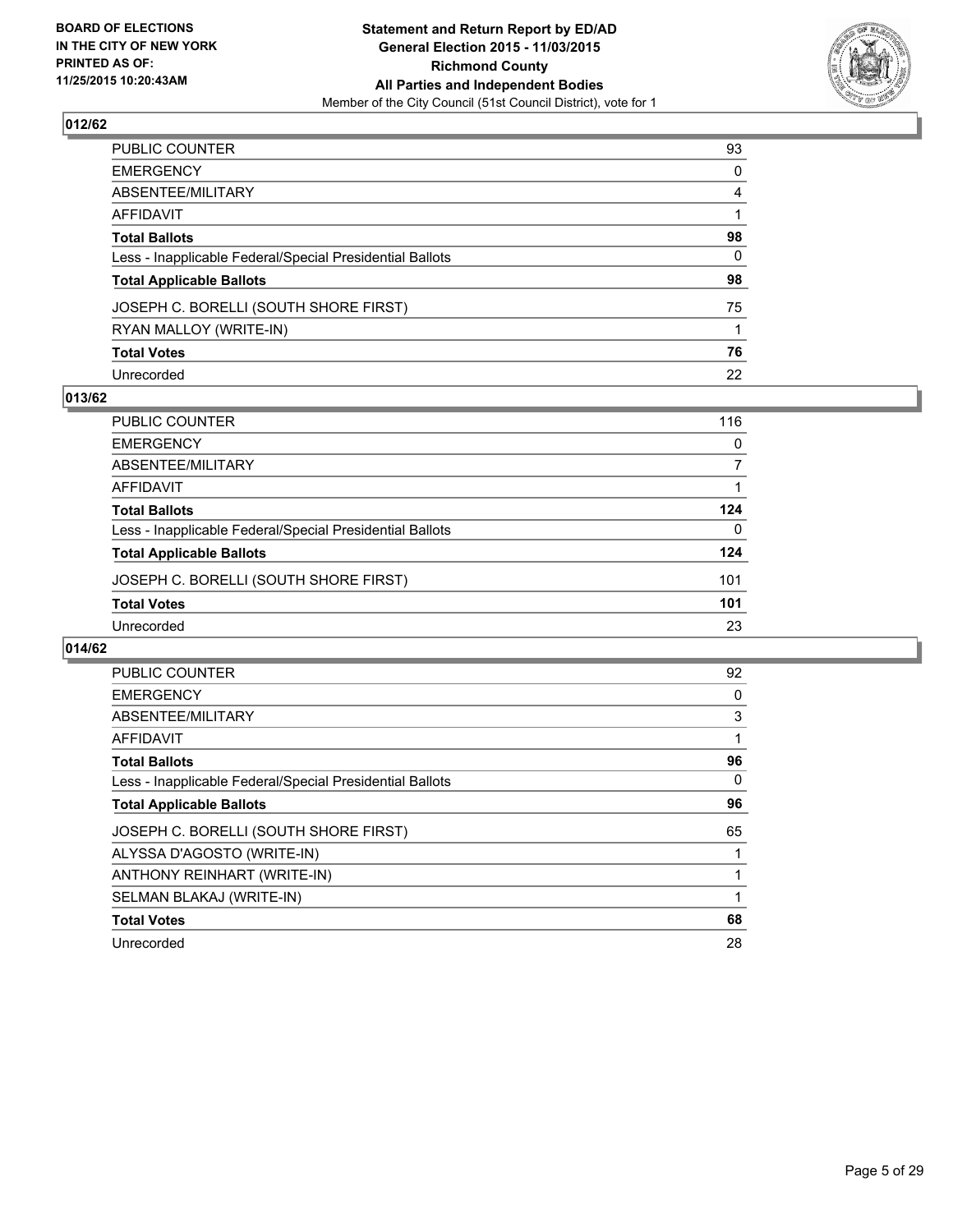**BOARD OF ELECTIONS IN THE CITY OF NEW YORK PRINTED AS OF: 11/25/2015 10:20:43AM**

**Statement and Return Report by ED/AD**
**General Election 2015 - 11/03/2015**
**Richmond County**
**All Parties and Independent Bodies**
Member of the City Council (51st Council District), vote for 1

## 012/62

| | |
|---|---|
| PUBLIC COUNTER | 93 |
| EMERGENCY | 0 |
| ABSENTEE/MILITARY | 4 |
| AFFIDAVIT | 1 |
| **Total Ballots** | **98** |
| Less - Inapplicable Federal/Special Presidential Ballots | 0 |
| **Total Applicable Ballots** | **98** |
| JOSEPH C. BORELLI (SOUTH SHORE FIRST) | 75 |
| RYAN MALLOY (WRITE-IN) | 1 |
| **Total Votes** | **76** |
| Unrecorded | 22 |

## 013/62

| | |
|---|---|
| PUBLIC COUNTER | 116 |
| EMERGENCY | 0 |
| ABSENTEE/MILITARY | 7 |
| AFFIDAVIT | 1 |
| **Total Ballots** | **124** |
| Less - Inapplicable Federal/Special Presidential Ballots | 0 |
| **Total Applicable Ballots** | **124** |
| JOSEPH C. BORELLI (SOUTH SHORE FIRST) | 101 |
| **Total Votes** | **101** |
| Unrecorded | 23 |

## 014/62

| | |
|---|---|
| PUBLIC COUNTER | 92 |
| EMERGENCY | 0 |
| ABSENTEE/MILITARY | 3 |
| AFFIDAVIT | 1 |
| **Total Ballots** | **96** |
| Less - Inapplicable Federal/Special Presidential Ballots | 0 |
| **Total Applicable Ballots** | **96** |
| JOSEPH C. BORELLI (SOUTH SHORE FIRST) | 65 |
| ALYSSA D'AGOSTO (WRITE-IN) | 1 |
| ANTHONY REINHART (WRITE-IN) | 1 |
| SELMAN BLAKAJ (WRITE-IN) | 1 |
| **Total Votes** | **68** |
| Unrecorded | 28 |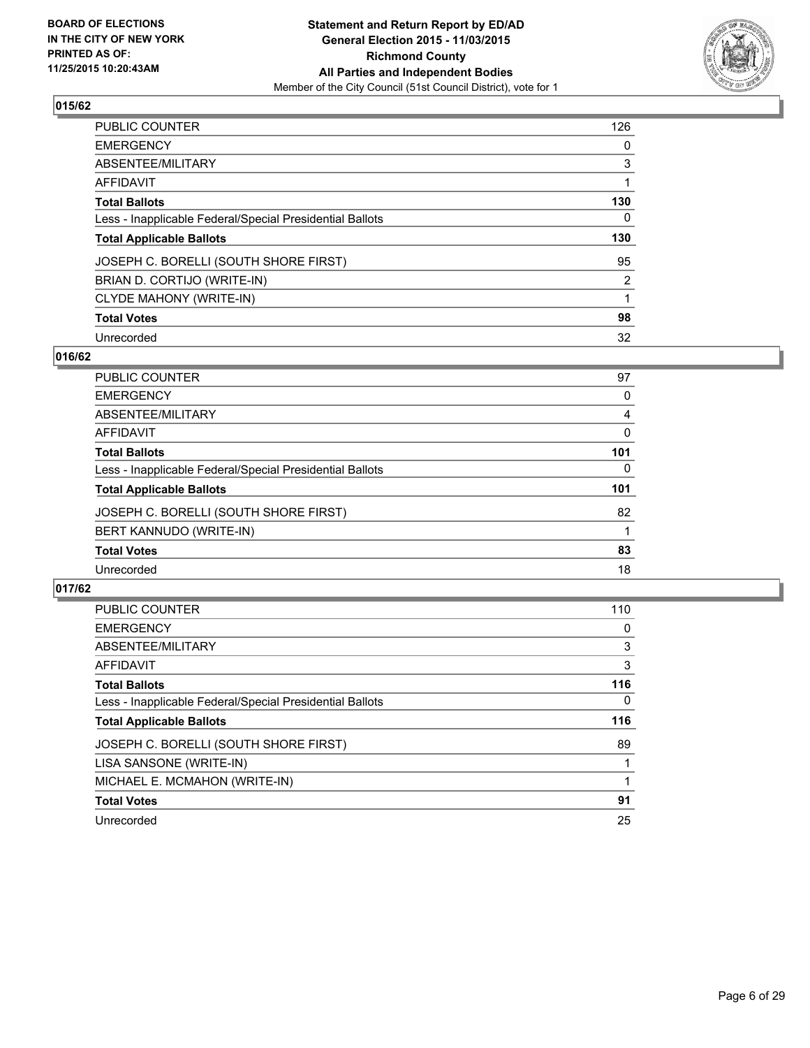**BOARD OF ELECTIONS IN THE CITY OF NEW YORK PRINTED AS OF: 11/25/2015 10:20:43AM**

**Statement and Return Report by ED/AD General Election 2015 - 11/03/2015 Richmond County All Parties and Independent Bodies**
Member of the City Council (51st Council District), vote for 1

## 015/62

| | |
|---|---|
| PUBLIC COUNTER | 126 |
| EMERGENCY | 0 |
| ABSENTEE/MILITARY | 3 |
| AFFIDAVIT | 1 |
| **Total Ballots** | **130** |
| Less - Inapplicable Federal/Special Presidential Ballots | 0 |
| **Total Applicable Ballots** | **130** |
| JOSEPH C. BORELLI (SOUTH SHORE FIRST) | 95 |
| BRIAN D. CORTIJO (WRITE-IN) | 2 |
| CLYDE MAHONY (WRITE-IN) | 1 |
| **Total Votes** | **98** |
| Unrecorded | 32 |

## 016/62

| | |
|---|---|
| PUBLIC COUNTER | 97 |
| EMERGENCY | 0 |
| ABSENTEE/MILITARY | 4 |
| AFFIDAVIT | 0 |
| **Total Ballots** | **101** |
| Less - Inapplicable Federal/Special Presidential Ballots | 0 |
| **Total Applicable Ballots** | **101** |
| JOSEPH C. BORELLI (SOUTH SHORE FIRST) | 82 |
| BERT KANNUDO (WRITE-IN) | 1 |
| **Total Votes** | **83** |
| Unrecorded | 18 |

## 017/62

| | |
|---|---|
| PUBLIC COUNTER | 110 |
| EMERGENCY | 0 |
| ABSENTEE/MILITARY | 3 |
| AFFIDAVIT | 3 |
| **Total Ballots** | **116** |
| Less - Inapplicable Federal/Special Presidential Ballots | 0 |
| **Total Applicable Ballots** | **116** |
| JOSEPH C. BORELLI (SOUTH SHORE FIRST) | 89 |
| LISA SANSONE (WRITE-IN) | 1 |
| MICHAEL E. MCMAHON (WRITE-IN) | 1 |
| **Total Votes** | **91** |
| Unrecorded | 25 |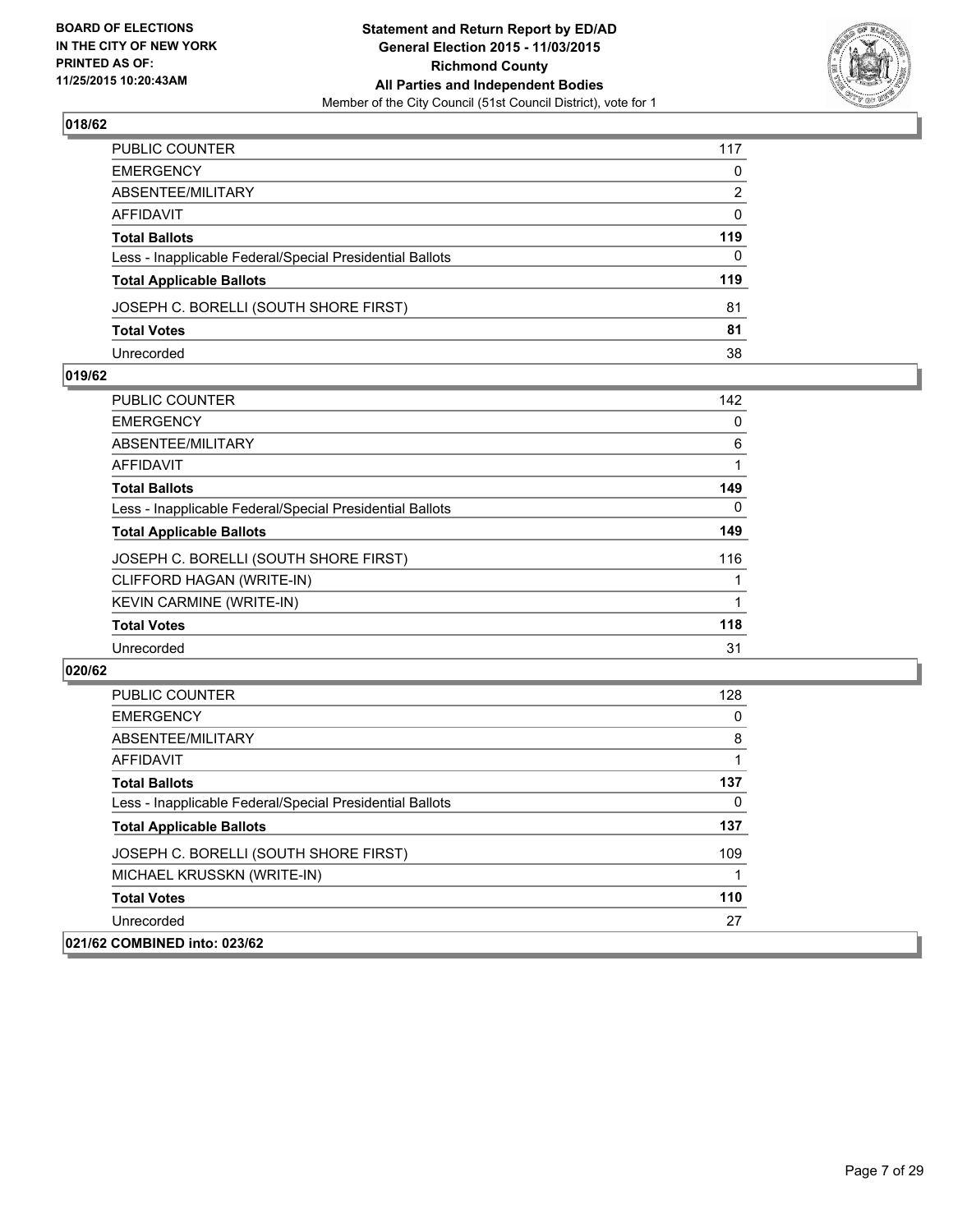## 018/62

| | |
|---|---|
| PUBLIC COUNTER | 117 |
| EMERGENCY | 0 |
| ABSENTEE/MILITARY | 2 |
| AFFIDAVIT | 0 |
| **Total Ballots** | **119** |
| Less - Inapplicable Federal/Special Presidential Ballots | 0 |
| **Total Applicable Ballots** | **119** |
| JOSEPH C. BORELLI (SOUTH SHORE FIRST) | 81 |
| **Total Votes** | **81** |
| Unrecorded | 38 |

## 019/62

| | |
|---|---|
| PUBLIC COUNTER | 142 |
| EMERGENCY | 0 |
| ABSENTEE/MILITARY | 6 |
| AFFIDAVIT | 1 |
| **Total Ballots** | **149** |
| Less - Inapplicable Federal/Special Presidential Ballots | 0 |
| **Total Applicable Ballots** | **149** |
| JOSEPH C. BORELLI (SOUTH SHORE FIRST) | 116 |
| CLIFFORD HAGAN (WRITE-IN) | 1 |
| KEVIN CARMINE (WRITE-IN) | 1 |
| **Total Votes** | **118** |
| Unrecorded | 31 |

## 020/62

| | |
|---|---|
| PUBLIC COUNTER | 128 |
| EMERGENCY | 0 |
| ABSENTEE/MILITARY | 8 |
| AFFIDAVIT | 1 |
| **Total Ballots** | **137** |
| Less - Inapplicable Federal/Special Presidential Ballots | 0 |
| **Total Applicable Ballots** | **137** |
| JOSEPH C. BORELLI (SOUTH SHORE FIRST) | 109 |
| MICHAEL KRUSSKN (WRITE-IN) | 1 |
| **Total Votes** | **110** |
| Unrecorded | 27 |

## 021/62 COMBINED into: 023/62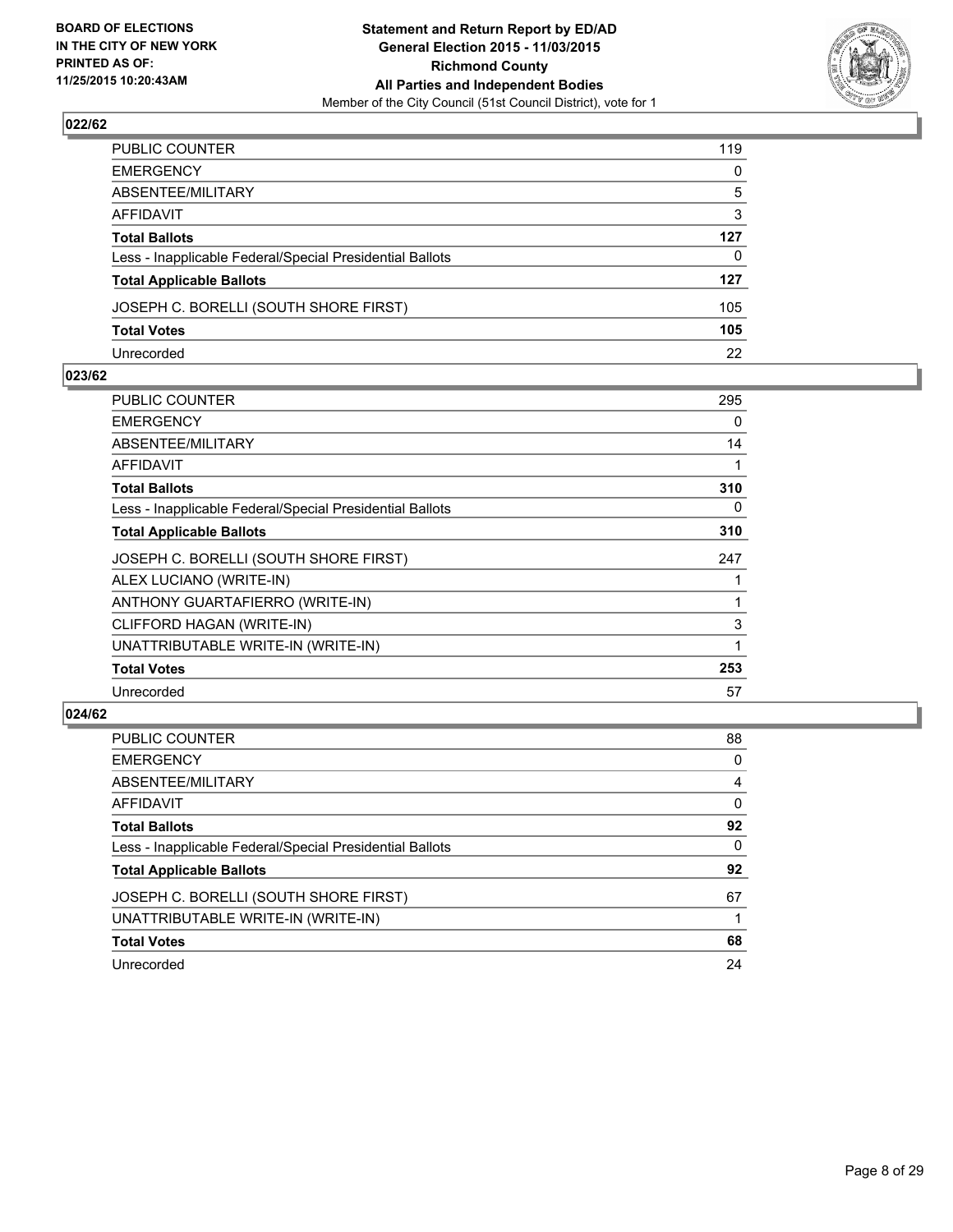## 022/62

| | |
|---|---|
| PUBLIC COUNTER | 119 |
| EMERGENCY | 0 |
| ABSENTEE/MILITARY | 5 |
| AFFIDAVIT | 3 |
| **Total Ballots** | **127** |
| Less - Inapplicable Federal/Special Presidential Ballots | 0 |
| **Total Applicable Ballots** | **127** |
| JOSEPH C. BORELLI (SOUTH SHORE FIRST) | 105 |
| **Total Votes** | **105** |
| Unrecorded | 22 |

## 023/62

| | |
|---|---|
| PUBLIC COUNTER | 295 |
| EMERGENCY | 0 |
| ABSENTEE/MILITARY | 14 |
| AFFIDAVIT | 1 |
| **Total Ballots** | **310** |
| Less - Inapplicable Federal/Special Presidential Ballots | 0 |
| **Total Applicable Ballots** | **310** |
| JOSEPH C. BORELLI (SOUTH SHORE FIRST) | 247 |
| ALEX LUCIANO (WRITE-IN) | 1 |
| ANTHONY GUARTAFIERRO (WRITE-IN) | 1 |
| CLIFFORD HAGAN (WRITE-IN) | 3 |
| UNATTRIBUTABLE WRITE-IN (WRITE-IN) | 1 |
| **Total Votes** | **253** |
| Unrecorded | 57 |

## 024/62

| | |
|---|---|
| PUBLIC COUNTER | 88 |
| EMERGENCY | 0 |
| ABSENTEE/MILITARY | 4 |
| AFFIDAVIT | 0 |
| **Total Ballots** | **92** |
| Less - Inapplicable Federal/Special Presidential Ballots | 0 |
| **Total Applicable Ballots** | **92** |
| JOSEPH C. BORELLI (SOUTH SHORE FIRST) | 67 |
| UNATTRIBUTABLE WRITE-IN (WRITE-IN) | 1 |
| **Total Votes** | **68** |
| Unrecorded | 24 |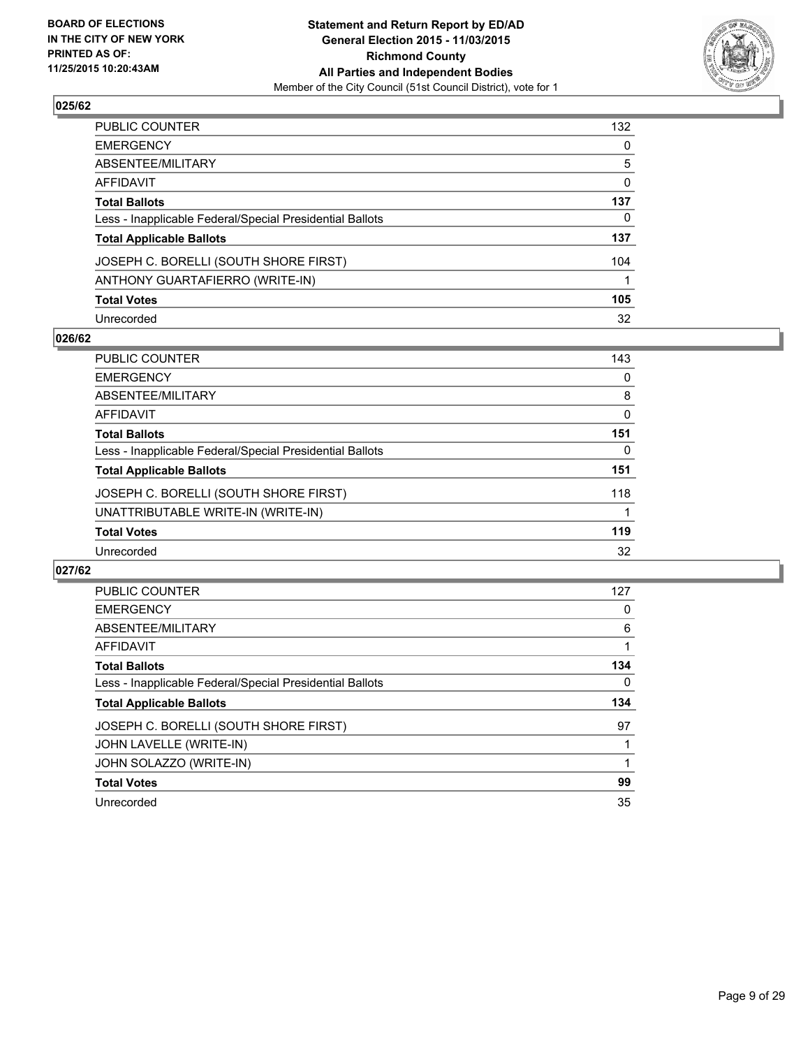**BOARD OF ELECTIONS IN THE CITY OF NEW YORK PRINTED AS OF: 11/25/2015 10:20:43AM**

**Statement and Return Report by ED/AD General Election 2015 - 11/03/2015 Richmond County All Parties and Independent Bodies**
Member of the City Council (51st Council District), vote for 1

## 025/62

| | |
|---|---|
| PUBLIC COUNTER | 132 |
| EMERGENCY | 0 |
| ABSENTEE/MILITARY | 5 |
| AFFIDAVIT | 0 |
| **Total Ballots** | **137** |
| Less - Inapplicable Federal/Special Presidential Ballots | 0 |
| **Total Applicable Ballots** | **137** |
| JOSEPH C. BORELLI (SOUTH SHORE FIRST) | 104 |
| ANTHONY GUARTAFIERRO (WRITE-IN) | 1 |
| **Total Votes** | **105** |
| Unrecorded | 32 |

## 026/62

| | |
|---|---|
| PUBLIC COUNTER | 143 |
| EMERGENCY | 0 |
| ABSENTEE/MILITARY | 8 |
| AFFIDAVIT | 0 |
| **Total Ballots** | **151** |
| Less - Inapplicable Federal/Special Presidential Ballots | 0 |
| **Total Applicable Ballots** | **151** |
| JOSEPH C. BORELLI (SOUTH SHORE FIRST) | 118 |
| UNATTRIBUTABLE WRITE-IN (WRITE-IN) | 1 |
| **Total Votes** | **119** |
| Unrecorded | 32 |

## 027/62

| | |
|---|---|
| PUBLIC COUNTER | 127 |
| EMERGENCY | 0 |
| ABSENTEE/MILITARY | 6 |
| AFFIDAVIT | 1 |
| **Total Ballots** | **134** |
| Less - Inapplicable Federal/Special Presidential Ballots | 0 |
| **Total Applicable Ballots** | **134** |
| JOSEPH C. BORELLI (SOUTH SHORE FIRST) | 97 |
| JOHN LAVELLE (WRITE-IN) | 1 |
| JOHN SOLAZZO (WRITE-IN) | 1 |
| **Total Votes** | **99** |
| Unrecorded | 35 |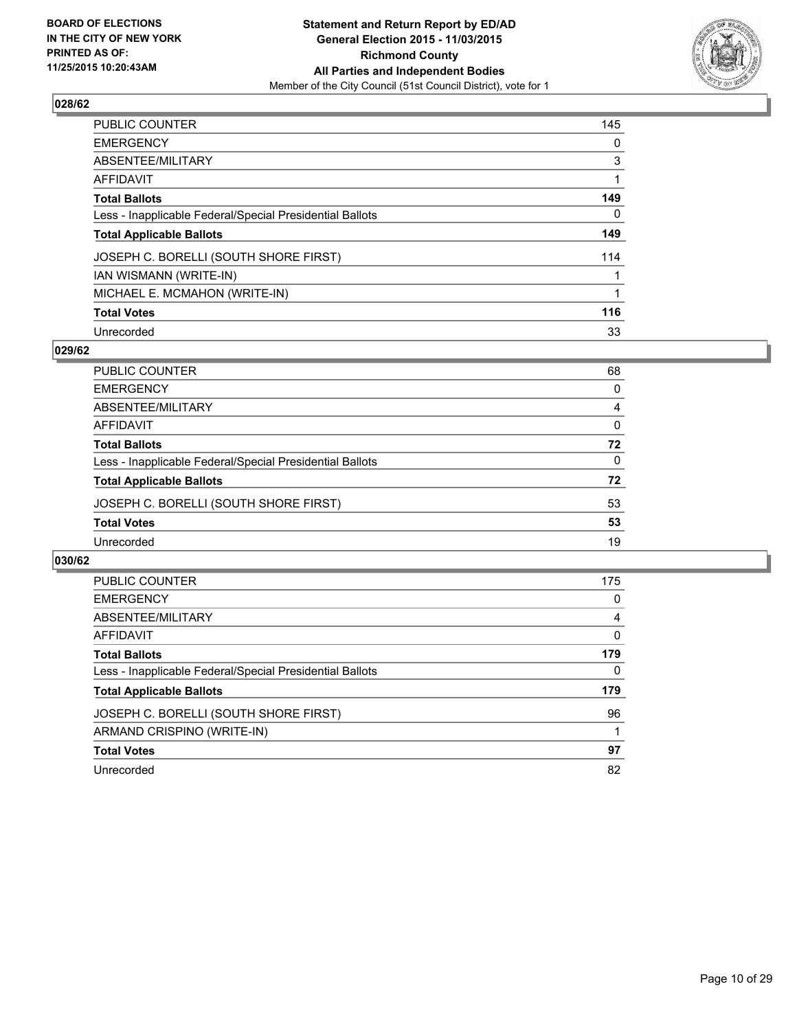BOARD OF ELECTIONS
IN THE CITY OF NEW YORK
PRINTED AS OF:
11/25/2015 10:20:43AM

**Statement and Return Report by ED/AD**
**General Election 2015 - 11/03/2015**
**Richmond County**
**All Parties and Independent Bodies**
Member of the City Council (51st Council District), vote for 1

## 028/62

| | |
|---|---|
| PUBLIC COUNTER | 145 |
| EMERGENCY | 0 |
| ABSENTEE/MILITARY | 3 |
| AFFIDAVIT | 1 |
| **Total Ballots** | **149** |
| Less - Inapplicable Federal/Special Presidential Ballots | 0 |
| **Total Applicable Ballots** | **149** |
| JOSEPH C. BORELLI (SOUTH SHORE FIRST) | 114 |
| IAN WISMANN (WRITE-IN) | 1 |
| MICHAEL E. MCMAHON (WRITE-IN) | 1 |
| **Total Votes** | **116** |
| Unrecorded | 33 |

## 029/62

| | |
|---|---|
| PUBLIC COUNTER | 68 |
| EMERGENCY | 0 |
| ABSENTEE/MILITARY | 4 |
| AFFIDAVIT | 0 |
| **Total Ballots** | **72** |
| Less - Inapplicable Federal/Special Presidential Ballots | 0 |
| **Total Applicable Ballots** | **72** |
| JOSEPH C. BORELLI (SOUTH SHORE FIRST) | 53 |
| **Total Votes** | **53** |
| Unrecorded | 19 |

## 030/62

| | |
|---|---|
| PUBLIC COUNTER | 175 |
| EMERGENCY | 0 |
| ABSENTEE/MILITARY | 4 |
| AFFIDAVIT | 0 |
| **Total Ballots** | **179** |
| Less - Inapplicable Federal/Special Presidential Ballots | 0 |
| **Total Applicable Ballots** | **179** |
| JOSEPH C. BORELLI (SOUTH SHORE FIRST) | 96 |
| ARMAND CRISPINO (WRITE-IN) | 1 |
| **Total Votes** | **97** |
| Unrecorded | 82 |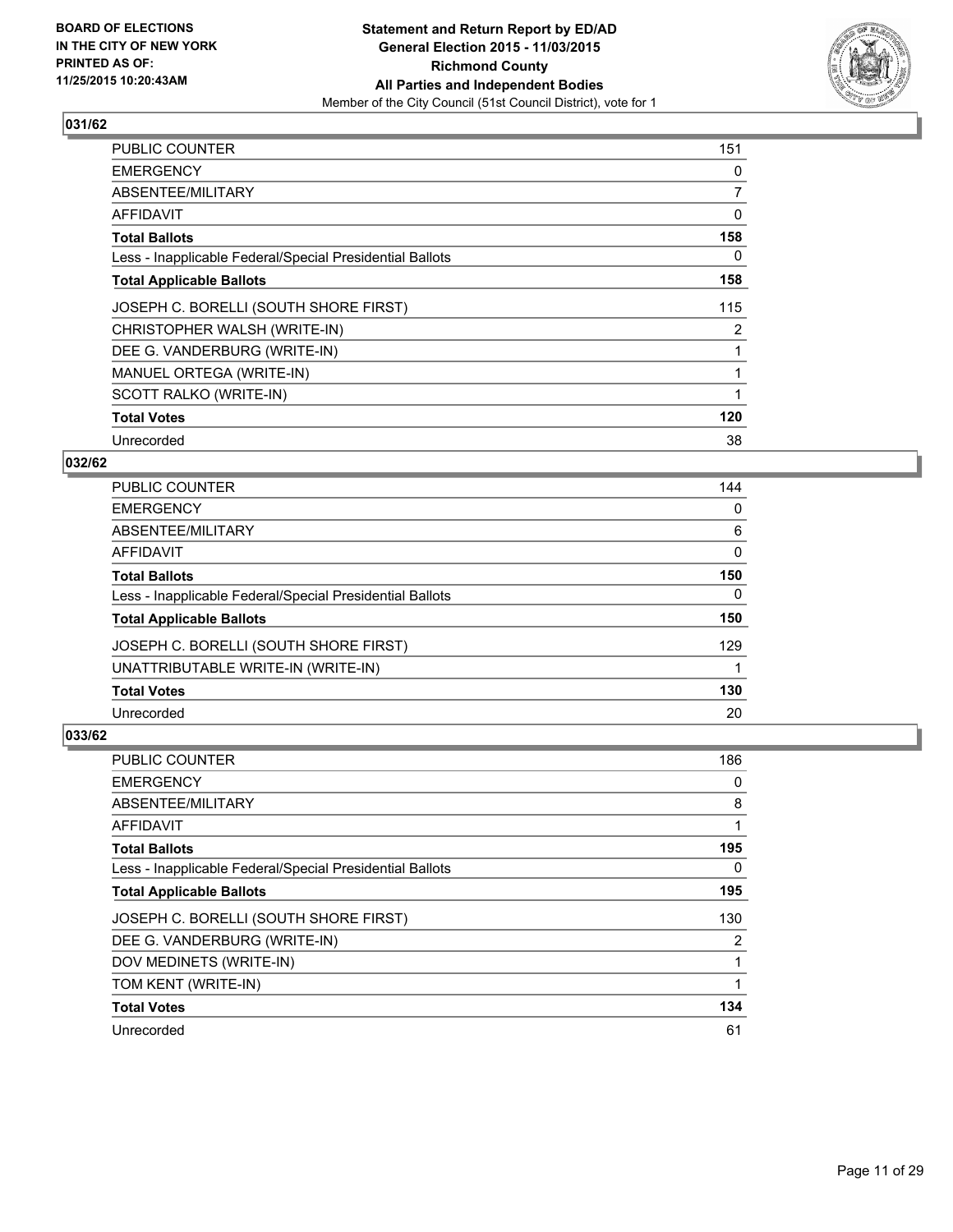**BOARD OF ELECTIONS IN THE CITY OF NEW YORK PRINTED AS OF: 11/25/2015 10:20:43AM**

**Statement and Return Report by ED/AD General Election 2015 - 11/03/2015 Richmond County All Parties and Independent Bodies**

Member of the City Council (51st Council District), vote for 1

### 031/62

| | |
|---|---|
| PUBLIC COUNTER | 151 |
| EMERGENCY | 0 |
| ABSENTEE/MILITARY | 7 |
| AFFIDAVIT | 0 |
| **Total Ballots** | **158** |
| Less - Inapplicable Federal/Special Presidential Ballots | 0 |
| **Total Applicable Ballots** | **158** |
| JOSEPH C. BORELLI (SOUTH SHORE FIRST) | 115 |
| CHRISTOPHER WALSH (WRITE-IN) | 2 |
| DEE G. VANDERBURG (WRITE-IN) | 1 |
| MANUEL ORTEGA (WRITE-IN) | 1 |
| SCOTT RALKO (WRITE-IN) | 1 |
| **Total Votes** | **120** |
| Unrecorded | 38 |

### 032/62

| | |
|---|---|
| PUBLIC COUNTER | 144 |
| EMERGENCY | 0 |
| ABSENTEE/MILITARY | 6 |
| AFFIDAVIT | 0 |
| **Total Ballots** | **150** |
| Less - Inapplicable Federal/Special Presidential Ballots | 0 |
| **Total Applicable Ballots** | **150** |
| JOSEPH C. BORELLI (SOUTH SHORE FIRST) | 129 |
| UNATTRIBUTABLE WRITE-IN (WRITE-IN) | 1 |
| **Total Votes** | **130** |
| Unrecorded | 20 |

### 033/62

| | |
|---|---|
| PUBLIC COUNTER | 186 |
| EMERGENCY | 0 |
| ABSENTEE/MILITARY | 8 |
| AFFIDAVIT | 1 |
| **Total Ballots** | **195** |
| Less - Inapplicable Federal/Special Presidential Ballots | 0 |
| **Total Applicable Ballots** | **195** |
| JOSEPH C. BORELLI (SOUTH SHORE FIRST) | 130 |
| DEE G. VANDERBURG (WRITE-IN) | 2 |
| DOV MEDINETS (WRITE-IN) | 1 |
| TOM KENT (WRITE-IN) | 1 |
| **Total Votes** | **134** |
| Unrecorded | 61 |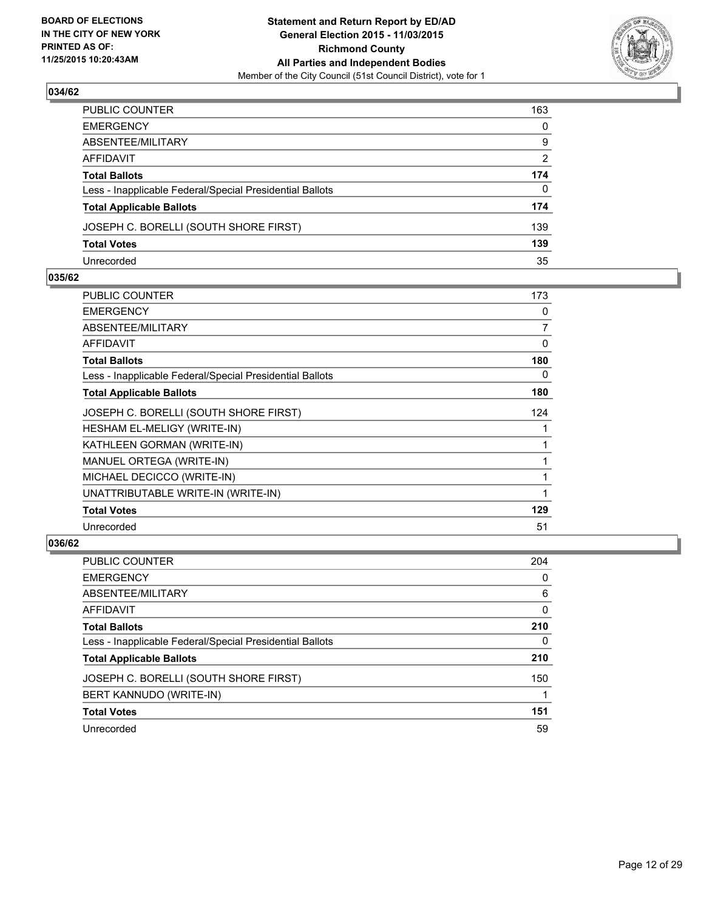BOARD OF ELECTIONS
IN THE CITY OF NEW YORK
PRINTED AS OF:
11/25/2015 10:20:43AM

**Statement and Return Report by ED/AD**
**General Election 2015 - 11/03/2015**
**Richmond County**
**All Parties and Independent Bodies**
Member of the City Council (51st Council District), vote for 1

## 034/62

| | |
|---|---|
| PUBLIC COUNTER | 163 |
| EMERGENCY | 0 |
| ABSENTEE/MILITARY | 9 |
| AFFIDAVIT | 2 |
| **Total Ballots** | **174** |
| Less - Inapplicable Federal/Special Presidential Ballots | 0 |
| **Total Applicable Ballots** | **174** |
| JOSEPH C. BORELLI (SOUTH SHORE FIRST) | 139 |
| **Total Votes** | **139** |
| Unrecorded | 35 |

## 035/62

| | |
|---|---|
| PUBLIC COUNTER | 173 |
| EMERGENCY | 0 |
| ABSENTEE/MILITARY | 7 |
| AFFIDAVIT | 0 |
| **Total Ballots** | **180** |
| Less - Inapplicable Federal/Special Presidential Ballots | 0 |
| **Total Applicable Ballots** | **180** |
| JOSEPH C. BORELLI (SOUTH SHORE FIRST) | 124 |
| HESHAM EL-MELIGY (WRITE-IN) | 1 |
| KATHLEEN GORMAN (WRITE-IN) | 1 |
| MANUEL ORTEGA (WRITE-IN) | 1 |
| MICHAEL DECICCO (WRITE-IN) | 1 |
| UNATTRIBUTABLE WRITE-IN (WRITE-IN) | 1 |
| **Total Votes** | **129** |
| Unrecorded | 51 |

## 036/62

| | |
|---|---|
| PUBLIC COUNTER | 204 |
| EMERGENCY | 0 |
| ABSENTEE/MILITARY | 6 |
| AFFIDAVIT | 0 |
| **Total Ballots** | **210** |
| Less - Inapplicable Federal/Special Presidential Ballots | 0 |
| **Total Applicable Ballots** | **210** |
| JOSEPH C. BORELLI (SOUTH SHORE FIRST) | 150 |
| BERT KANNUDO (WRITE-IN) | 1 |
| **Total Votes** | **151** |
| Unrecorded | 59 |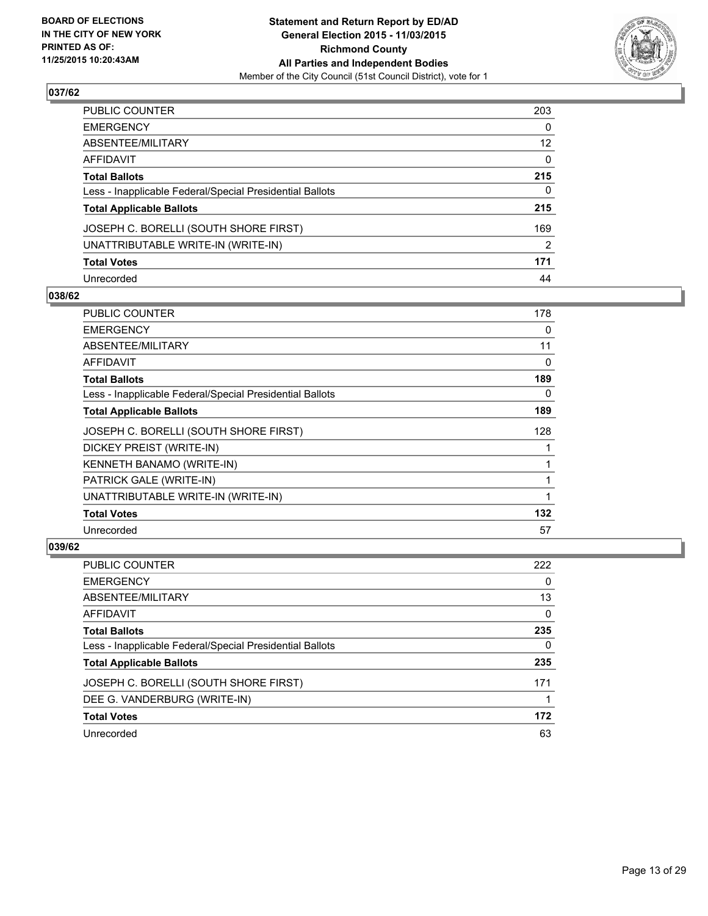## 037/62

| | |
|---|---|
| PUBLIC COUNTER | 203 |
| EMERGENCY | 0 |
| ABSENTEE/MILITARY | 12 |
| AFFIDAVIT | 0 |
| **Total Ballots** | **215** |
| Less - Inapplicable Federal/Special Presidential Ballots | 0 |
| **Total Applicable Ballots** | **215** |
| JOSEPH C. BORELLI (SOUTH SHORE FIRST) | 169 |
| UNATTRIBUTABLE WRITE-IN (WRITE-IN) | 2 |
| **Total Votes** | **171** |
| Unrecorded | 44 |

## 038/62

| | |
|---|---|
| PUBLIC COUNTER | 178 |
| EMERGENCY | 0 |
| ABSENTEE/MILITARY | 11 |
| AFFIDAVIT | 0 |
| **Total Ballots** | **189** |
| Less - Inapplicable Federal/Special Presidential Ballots | 0 |
| **Total Applicable Ballots** | **189** |
| JOSEPH C. BORELLI (SOUTH SHORE FIRST) | 128 |
| DICKEY PREIST (WRITE-IN) | 1 |
| KENNETH BANAMO (WRITE-IN) | 1 |
| PATRICK GALE (WRITE-IN) | 1 |
| UNATTRIBUTABLE WRITE-IN (WRITE-IN) | 1 |
| **Total Votes** | **132** |
| Unrecorded | 57 |

## 039/62

| | |
|---|---|
| PUBLIC COUNTER | 222 |
| EMERGENCY | 0 |
| ABSENTEE/MILITARY | 13 |
| AFFIDAVIT | 0 |
| **Total Ballots** | **235** |
| Less - Inapplicable Federal/Special Presidential Ballots | 0 |
| **Total Applicable Ballots** | **235** |
| JOSEPH C. BORELLI (SOUTH SHORE FIRST) | 171 |
| DEE G. VANDERBURG (WRITE-IN) | 1 |
| **Total Votes** | **172** |
| Unrecorded | 63 |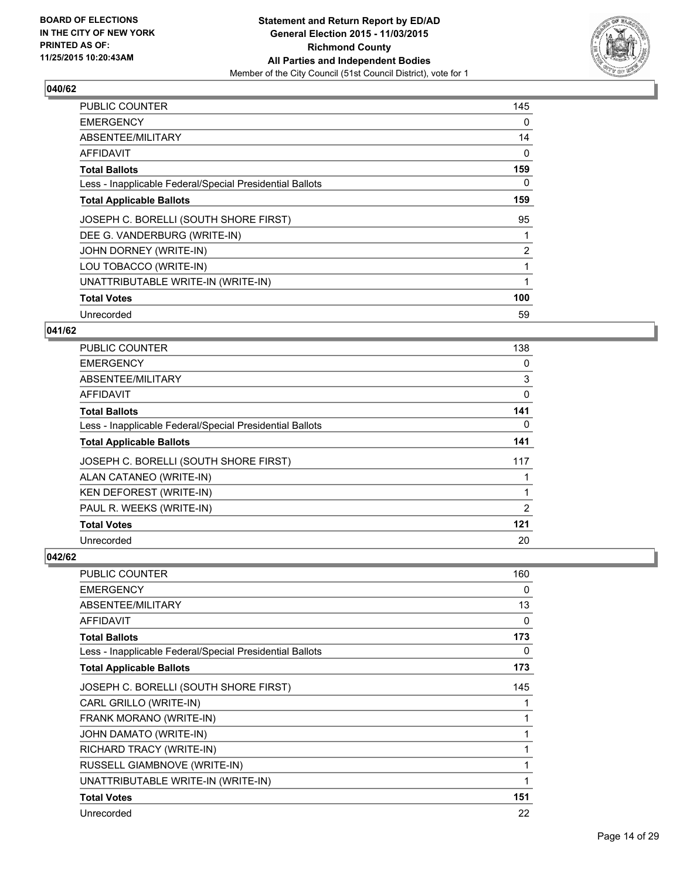**BOARD OF ELECTIONS IN THE CITY OF NEW YORK PRINTED AS OF: 11/25/2015 10:20:43AM**

**Statement and Return Report by ED/AD General Election 2015 - 11/03/2015 Richmond County All Parties and Independent Bodies**

Member of the City Council (51st Council District), vote for 1

### 040/62

| | |
|---|---|
| PUBLIC COUNTER | 145 |
| EMERGENCY | 0 |
| ABSENTEE/MILITARY | 14 |
| AFFIDAVIT | 0 |
| **Total Ballots** | **159** |
| Less - Inapplicable Federal/Special Presidential Ballots | 0 |
| **Total Applicable Ballots** | **159** |
| JOSEPH C. BORELLI (SOUTH SHORE FIRST) | 95 |
| DEE G. VANDERBURG (WRITE-IN) | 1 |
| JOHN DORNEY (WRITE-IN) | 2 |
| LOU TOBACCO (WRITE-IN) | 1 |
| UNATTRIBUTABLE WRITE-IN (WRITE-IN) | 1 |
| **Total Votes** | **100** |
| Unrecorded | 59 |

### 041/62

| | |
|---|---|
| PUBLIC COUNTER | 138 |
| EMERGENCY | 0 |
| ABSENTEE/MILITARY | 3 |
| AFFIDAVIT | 0 |
| **Total Ballots** | **141** |
| Less - Inapplicable Federal/Special Presidential Ballots | 0 |
| **Total Applicable Ballots** | **141** |
| JOSEPH C. BORELLI (SOUTH SHORE FIRST) | 117 |
| ALAN CATANEO (WRITE-IN) | 1 |
| KEN DEFOREST (WRITE-IN) | 1 |
| PAUL R. WEEKS (WRITE-IN) | 2 |
| **Total Votes** | **121** |
| Unrecorded | 20 |

### 042/62

| | |
|---|---|
| PUBLIC COUNTER | 160 |
| EMERGENCY | 0 |
| ABSENTEE/MILITARY | 13 |
| AFFIDAVIT | 0 |
| **Total Ballots** | **173** |
| Less - Inapplicable Federal/Special Presidential Ballots | 0 |
| **Total Applicable Ballots** | **173** |
| JOSEPH C. BORELLI (SOUTH SHORE FIRST) | 145 |
| CARL GRILLO (WRITE-IN) | 1 |
| FRANK MORANO (WRITE-IN) | 1 |
| JOHN DAMATO (WRITE-IN) | 1 |
| RICHARD TRACY (WRITE-IN) | 1 |
| RUSSELL GIAMBNOVE (WRITE-IN) | 1 |
| UNATTRIBUTABLE WRITE-IN (WRITE-IN) | 1 |
| **Total Votes** | **151** |
| Unrecorded | 22 |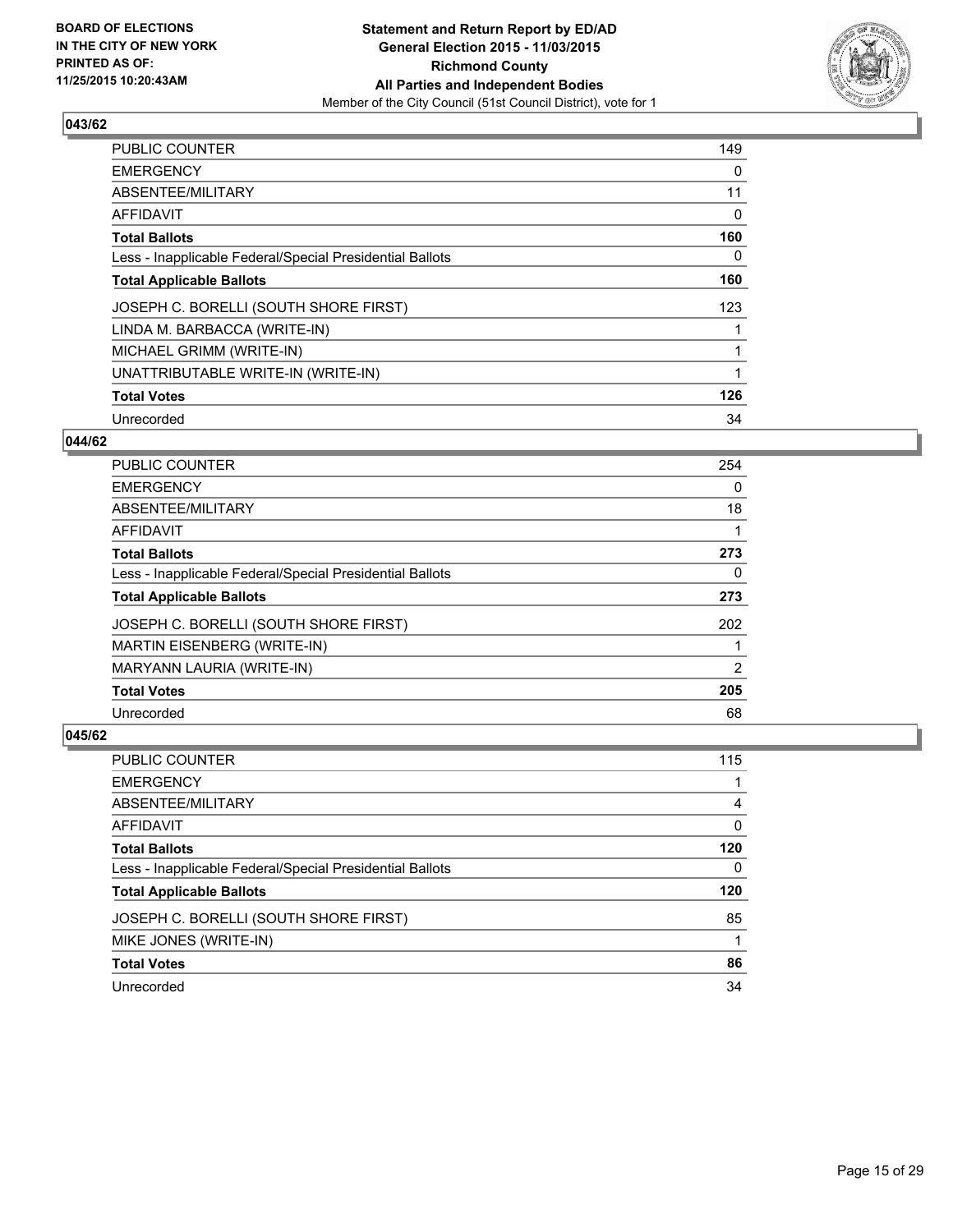**BOARD OF ELECTIONS IN THE CITY OF NEW YORK PRINTED AS OF: 11/25/2015 10:20:43AM**

**Statement and Return Report by ED/AD General Election 2015 - 11/03/2015 Richmond County All Parties and Independent Bodies**

Member of the City Council (51st Council District), vote for 1

### 043/62

| | |
|---|---|
| PUBLIC COUNTER | 149 |
| EMERGENCY | 0 |
| ABSENTEE/MILITARY | 11 |
| AFFIDAVIT | 0 |
| **Total Ballots** | **160** |
| Less - Inapplicable Federal/Special Presidential Ballots | 0 |
| **Total Applicable Ballots** | **160** |
| JOSEPH C. BORELLI (SOUTH SHORE FIRST) | 123 |
| LINDA M. BARBACCA (WRITE-IN) | 1 |
| MICHAEL GRIMM (WRITE-IN) | 1 |
| UNATTRIBUTABLE WRITE-IN (WRITE-IN) | 1 |
| **Total Votes** | **126** |
| Unrecorded | 34 |

### 044/62

| | |
|---|---|
| PUBLIC COUNTER | 254 |
| EMERGENCY | 0 |
| ABSENTEE/MILITARY | 18 |
| AFFIDAVIT | 1 |
| **Total Ballots** | **273** |
| Less - Inapplicable Federal/Special Presidential Ballots | 0 |
| **Total Applicable Ballots** | **273** |
| JOSEPH C. BORELLI (SOUTH SHORE FIRST) | 202 |
| MARTIN EISENBERG (WRITE-IN) | 1 |
| MARYANN LAURIA (WRITE-IN) | 2 |
| **Total Votes** | **205** |
| Unrecorded | 68 |

### 045/62

| | |
|---|---|
| PUBLIC COUNTER | 115 |
| EMERGENCY | 1 |
| ABSENTEE/MILITARY | 4 |
| AFFIDAVIT | 0 |
| **Total Ballots** | **120** |
| Less - Inapplicable Federal/Special Presidential Ballots | 0 |
| **Total Applicable Ballots** | **120** |
| JOSEPH C. BORELLI (SOUTH SHORE FIRST) | 85 |
| MIKE JONES (WRITE-IN) | 1 |
| **Total Votes** | **86** |
| Unrecorded | 34 |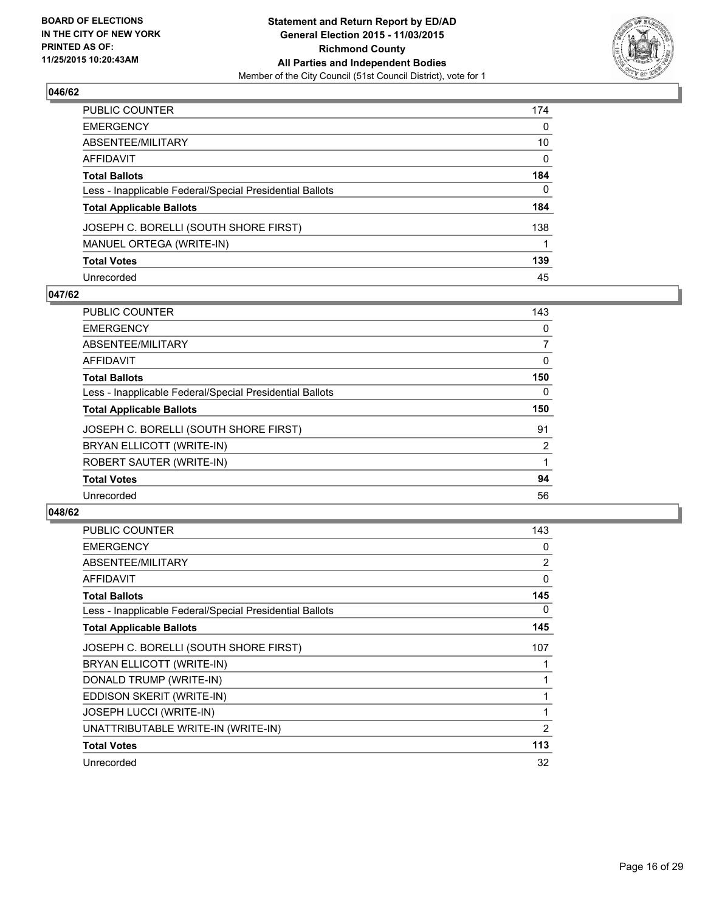**BOARD OF ELECTIONS IN THE CITY OF NEW YORK PRINTED AS OF: 11/25/2015 10:20:43AM**

**Statement and Return Report by ED/AD General Election 2015 - 11/03/2015 Richmond County All Parties and Independent Bodies**

Member of the City Council (51st Council District), vote for 1

## 046/62

| | |
|---|---|
| PUBLIC COUNTER | 174 |
| EMERGENCY | 0 |
| ABSENTEE/MILITARY | 10 |
| AFFIDAVIT | 0 |
| **Total Ballots** | **184** |
| Less - Inapplicable Federal/Special Presidential Ballots | 0 |
| **Total Applicable Ballots** | **184** |
| JOSEPH C. BORELLI (SOUTH SHORE FIRST) | 138 |
| MANUEL ORTEGA (WRITE-IN) | 1 |
| **Total Votes** | **139** |
| Unrecorded | 45 |

## 047/62

| | |
|---|---|
| PUBLIC COUNTER | 143 |
| EMERGENCY | 0 |
| ABSENTEE/MILITARY | 7 |
| AFFIDAVIT | 0 |
| **Total Ballots** | **150** |
| Less - Inapplicable Federal/Special Presidential Ballots | 0 |
| **Total Applicable Ballots** | **150** |
| JOSEPH C. BORELLI (SOUTH SHORE FIRST) | 91 |
| BRYAN ELLICOTT (WRITE-IN) | 2 |
| ROBERT SAUTER (WRITE-IN) | 1 |
| **Total Votes** | **94** |
| Unrecorded | 56 |

## 048/62

| | |
|---|---|
| PUBLIC COUNTER | 143 |
| EMERGENCY | 0 |
| ABSENTEE/MILITARY | 2 |
| AFFIDAVIT | 0 |
| **Total Ballots** | **145** |
| Less - Inapplicable Federal/Special Presidential Ballots | 0 |
| **Total Applicable Ballots** | **145** |
| JOSEPH C. BORELLI (SOUTH SHORE FIRST) | 107 |
| BRYAN ELLICOTT (WRITE-IN) | 1 |
| DONALD TRUMP (WRITE-IN) | 1 |
| EDDISON SKERIT (WRITE-IN) | 1 |
| JOSEPH LUCCI (WRITE-IN) | 1 |
| UNATTRIBUTABLE WRITE-IN (WRITE-IN) | 2 |
| **Total Votes** | **113** |
| Unrecorded | 32 |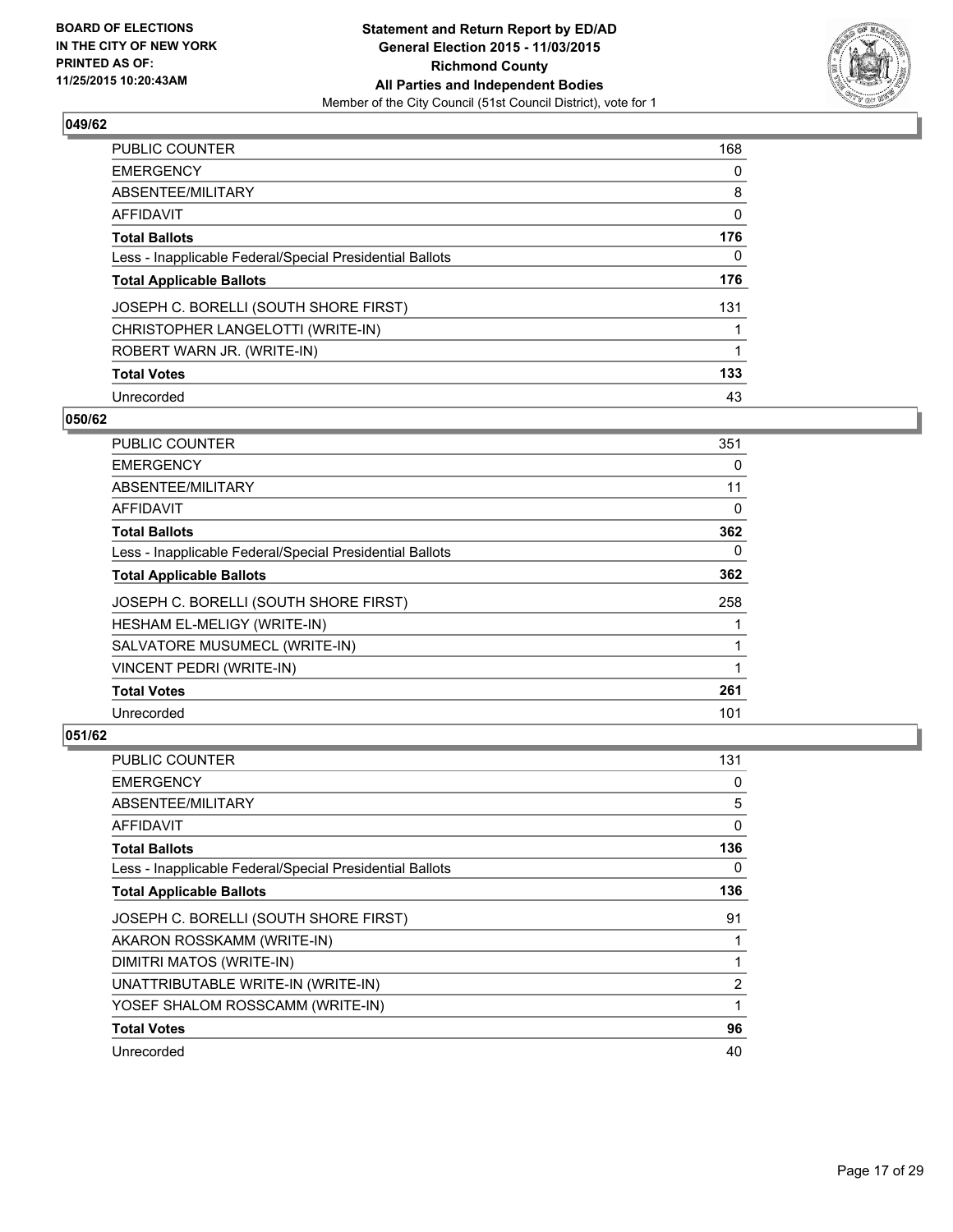**BOARD OF ELECTIONS IN THE CITY OF NEW YORK PRINTED AS OF: 11/25/2015 10:20:43AM**

**Statement and Return Report by ED/AD General Election 2015 - 11/03/2015 Richmond County All Parties and Independent Bodies**

Member of the City Council (51st Council District), vote for 1

## 049/62

| | |
|---|---|
| PUBLIC COUNTER | 168 |
| EMERGENCY | 0 |
| ABSENTEE/MILITARY | 8 |
| AFFIDAVIT | 0 |
| **Total Ballots** | **176** |
| Less - Inapplicable Federal/Special Presidential Ballots | 0 |
| **Total Applicable Ballots** | **176** |
| JOSEPH C. BORELLI (SOUTH SHORE FIRST) | 131 |
| CHRISTOPHER LANGELOTTI (WRITE-IN) | 1 |
| ROBERT WARN JR. (WRITE-IN) | 1 |
| **Total Votes** | **133** |
| Unrecorded | 43 |

## 050/62

| | |
|---|---|
| PUBLIC COUNTER | 351 |
| EMERGENCY | 0 |
| ABSENTEE/MILITARY | 11 |
| AFFIDAVIT | 0 |
| **Total Ballots** | **362** |
| Less - Inapplicable Federal/Special Presidential Ballots | 0 |
| **Total Applicable Ballots** | **362** |
| JOSEPH C. BORELLI (SOUTH SHORE FIRST) | 258 |
| HESHAM EL-MELIGY (WRITE-IN) | 1 |
| SALVATORE MUSUMECL (WRITE-IN) | 1 |
| VINCENT PEDRI (WRITE-IN) | 1 |
| **Total Votes** | **261** |
| Unrecorded | 101 |

## 051/62

| | |
|---|---|
| PUBLIC COUNTER | 131 |
| EMERGENCY | 0 |
| ABSENTEE/MILITARY | 5 |
| AFFIDAVIT | 0 |
| **Total Ballots** | **136** |
| Less - Inapplicable Federal/Special Presidential Ballots | 0 |
| **Total Applicable Ballots** | **136** |
| JOSEPH C. BORELLI (SOUTH SHORE FIRST) | 91 |
| AKARON ROSSKAMM (WRITE-IN) | 1 |
| DIMITRI MATOS (WRITE-IN) | 1 |
| UNATTRIBUTABLE WRITE-IN (WRITE-IN) | 2 |
| YOSEF SHALOM ROSSCAMM (WRITE-IN) | 1 |
| **Total Votes** | **96** |
| Unrecorded | 40 |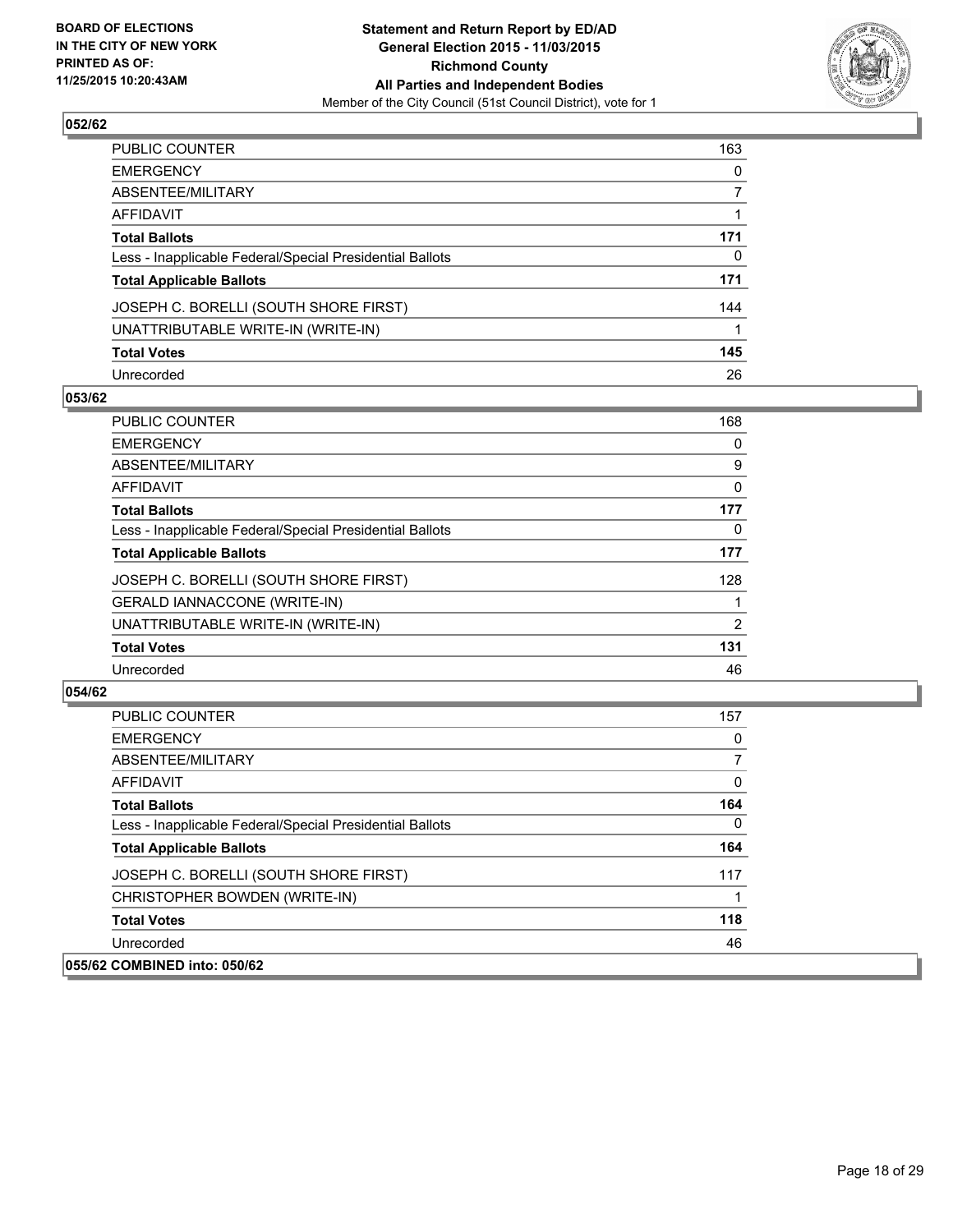**BOARD OF ELECTIONS IN THE CITY OF NEW YORK PRINTED AS OF: 11/25/2015 10:20:43AM**

**Statement and Return Report by ED/AD General Election 2015 - 11/03/2015 Richmond County All Parties and Independent Bodies**

Member of the City Council (51st Council District), vote for 1

### 052/62

| | |
|---|---|
| PUBLIC COUNTER | 163 |
| EMERGENCY | 0 |
| ABSENTEE/MILITARY | 7 |
| AFFIDAVIT | 1 |
| **Total Ballots** | **171** |
| Less - Inapplicable Federal/Special Presidential Ballots | 0 |
| **Total Applicable Ballots** | **171** |
| JOSEPH C. BORELLI (SOUTH SHORE FIRST) | 144 |
| UNATTRIBUTABLE WRITE-IN (WRITE-IN) | 1 |
| **Total Votes** | **145** |
| Unrecorded | 26 |

### 053/62

| | |
|---|---|
| PUBLIC COUNTER | 168 |
| EMERGENCY | 0 |
| ABSENTEE/MILITARY | 9 |
| AFFIDAVIT | 0 |
| **Total Ballots** | **177** |
| Less - Inapplicable Federal/Special Presidential Ballots | 0 |
| **Total Applicable Ballots** | **177** |
| JOSEPH C. BORELLI (SOUTH SHORE FIRST) | 128 |
| GERALD IANNACCONE (WRITE-IN) | 1 |
| UNATTRIBUTABLE WRITE-IN (WRITE-IN) | 2 |
| **Total Votes** | **131** |
| Unrecorded | 46 |

### 054/62

| | |
|---|---|
| PUBLIC COUNTER | 157 |
| EMERGENCY | 0 |
| ABSENTEE/MILITARY | 7 |
| AFFIDAVIT | 0 |
| **Total Ballots** | **164** |
| Less - Inapplicable Federal/Special Presidential Ballots | 0 |
| **Total Applicable Ballots** | **164** |
| JOSEPH C. BORELLI (SOUTH SHORE FIRST) | 117 |
| CHRISTOPHER BOWDEN (WRITE-IN) | 1 |
| **Total Votes** | **118** |
| Unrecorded | 46 |

### 055/62 COMBINED into: 050/62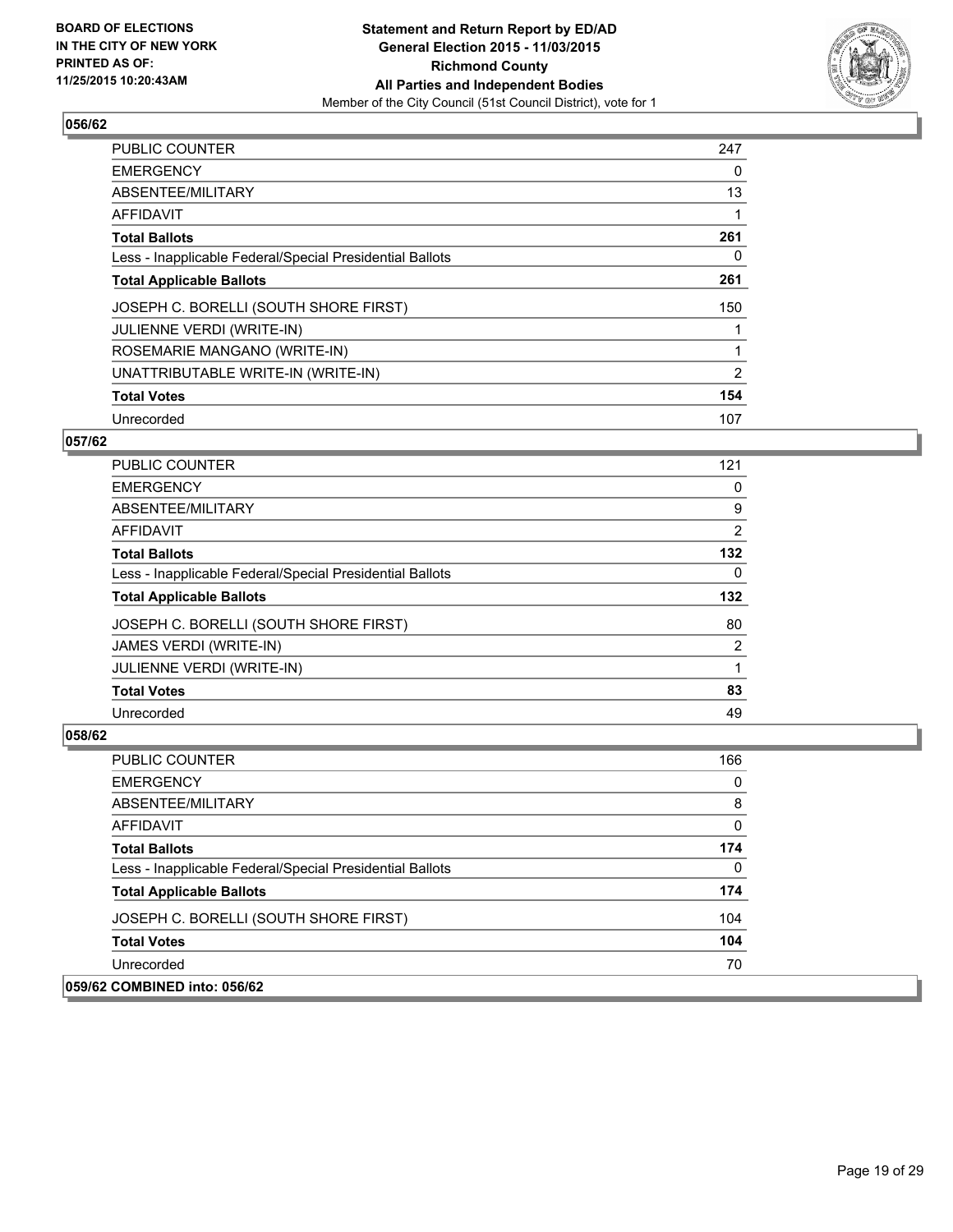**Statement and Return Report by ED/AD**
**General Election 2015 - 11/03/2015**
**Richmond County**
**All Parties and Independent Bodies**
Member of the City Council (51st Council District), vote for 1

**BOARD OF ELECTIONS IN THE CITY OF NEW YORK PRINTED AS OF: 11/25/2015 10:20:43AM**

### 056/62

| | |
|---|---|
| PUBLIC COUNTER | 247 |
| EMERGENCY | 0 |
| ABSENTEE/MILITARY | 13 |
| AFFIDAVIT | 1 |
| **Total Ballots** | **261** |
| Less - Inapplicable Federal/Special Presidential Ballots | 0 |
| **Total Applicable Ballots** | **261** |
| JOSEPH C. BORELLI (SOUTH SHORE FIRST) | 150 |
| JULIENNE VERDI (WRITE-IN) | 1 |
| ROSEMARIE MANGANO (WRITE-IN) | 1 |
| UNATTRIBUTABLE WRITE-IN (WRITE-IN) | 2 |
| **Total Votes** | **154** |
| Unrecorded | 107 |

### 057/62

| | |
|---|---|
| PUBLIC COUNTER | 121 |
| EMERGENCY | 0 |
| ABSENTEE/MILITARY | 9 |
| AFFIDAVIT | 2 |
| **Total Ballots** | **132** |
| Less - Inapplicable Federal/Special Presidential Ballots | 0 |
| **Total Applicable Ballots** | **132** |
| JOSEPH C. BORELLI (SOUTH SHORE FIRST) | 80 |
| JAMES VERDI (WRITE-IN) | 2 |
| JULIENNE VERDI (WRITE-IN) | 1 |
| **Total Votes** | **83** |
| Unrecorded | 49 |

### 058/62

| | |
|---|---|
| PUBLIC COUNTER | 166 |
| EMERGENCY | 0 |
| ABSENTEE/MILITARY | 8 |
| AFFIDAVIT | 0 |
| **Total Ballots** | **174** |
| Less - Inapplicable Federal/Special Presidential Ballots | 0 |
| **Total Applicable Ballots** | **174** |
| JOSEPH C. BORELLI (SOUTH SHORE FIRST) | 104 |
| **Total Votes** | **104** |
| Unrecorded | 70 |

### 059/62 COMBINED into: 056/62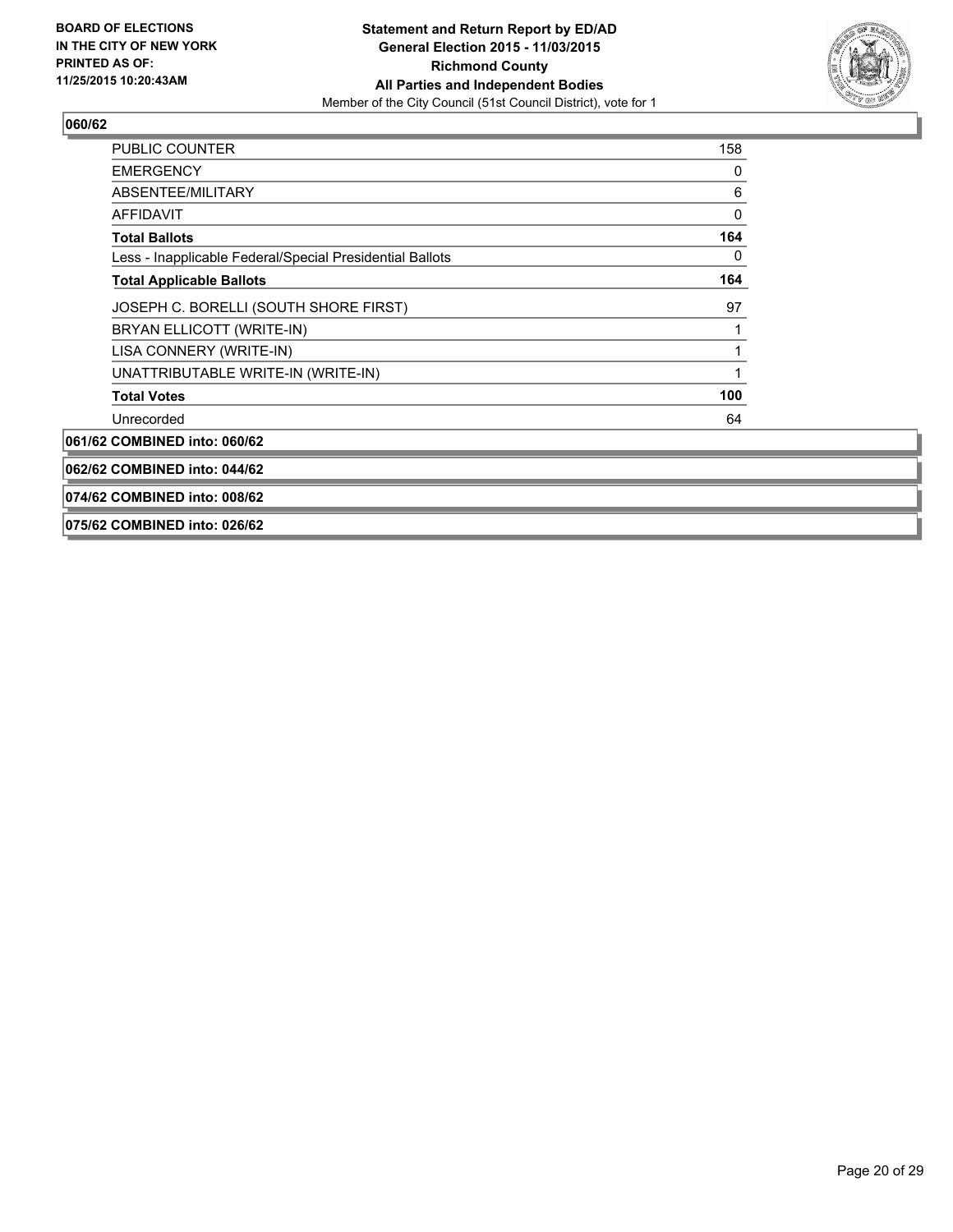**BOARD OF ELECTIONS IN THE CITY OF NEW YORK PRINTED AS OF: 11/25/2015 10:20:43AM**

**Statement and Return Report by ED/AD General Election 2015 - 11/03/2015 Richmond County All Parties and Independent Bodies**
Member of the City Council (51st Council District), vote for 1

**060/62**

| | |
|---|---|
| PUBLIC COUNTER | 158 |
| EMERGENCY | 0 |
| ABSENTEE/MILITARY | 6 |
| AFFIDAVIT | 0 |
| **Total Ballots** | **164** |
| Less - Inapplicable Federal/Special Presidential Ballots | 0 |
| **Total Applicable Ballots** | **164** |
| JOSEPH C. BORELLI (SOUTH SHORE FIRST) | 97 |
| BRYAN ELLICOTT (WRITE-IN) | 1 |
| LISA CONNERY (WRITE-IN) | 1 |
| UNATTRIBUTABLE WRITE-IN (WRITE-IN) | 1 |
| **Total Votes** | **100** |
| Unrecorded | 64 |

**061/62 COMBINED into: 060/62**

**062/62 COMBINED into: 044/62**

**074/62 COMBINED into: 008/62**

**075/62 COMBINED into: 026/62**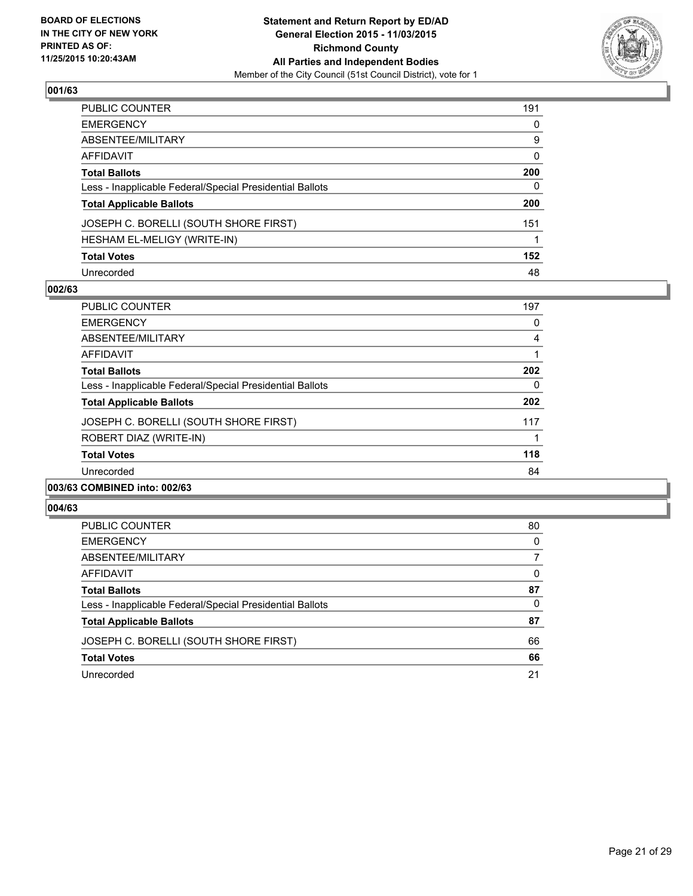**BOARD OF ELECTIONS IN THE CITY OF NEW YORK PRINTED AS OF: 11/25/2015 10:20:43AM**

**Statement and Return Report by ED/AD General Election 2015 - 11/03/2015 Richmond County All Parties and Independent Bodies**

Member of the City Council (51st Council District), vote for 1

### 001/63

| | |
|---|---|
| PUBLIC COUNTER | 191 |
| EMERGENCY | 0 |
| ABSENTEE/MILITARY | 9 |
| AFFIDAVIT | 0 |
| **Total Ballots** | **200** |
| Less - Inapplicable Federal/Special Presidential Ballots | 0 |
| **Total Applicable Ballots** | **200** |
| JOSEPH C. BORELLI (SOUTH SHORE FIRST) | 151 |
| HESHAM EL-MELIGY (WRITE-IN) | 1 |
| **Total Votes** | **152** |
| Unrecorded | 48 |

### 002/63

| | |
|---|---|
| PUBLIC COUNTER | 197 |
| EMERGENCY | 0 |
| ABSENTEE/MILITARY | 4 |
| AFFIDAVIT | 1 |
| **Total Ballots** | **202** |
| Less - Inapplicable Federal/Special Presidential Ballots | 0 |
| **Total Applicable Ballots** | **202** |
| JOSEPH C. BORELLI (SOUTH SHORE FIRST) | 117 |
| ROBERT DIAZ (WRITE-IN) | 1 |
| **Total Votes** | **118** |
| Unrecorded | 84 |

### 003/63 COMBINED into: 002/63

### 004/63

| | |
|---|---|
| PUBLIC COUNTER | 80 |
| EMERGENCY | 0 |
| ABSENTEE/MILITARY | 7 |
| AFFIDAVIT | 0 |
| **Total Ballots** | **87** |
| Less - Inapplicable Federal/Special Presidential Ballots | 0 |
| **Total Applicable Ballots** | **87** |
| JOSEPH C. BORELLI (SOUTH SHORE FIRST) | 66 |
| **Total Votes** | **66** |
| Unrecorded | 21 |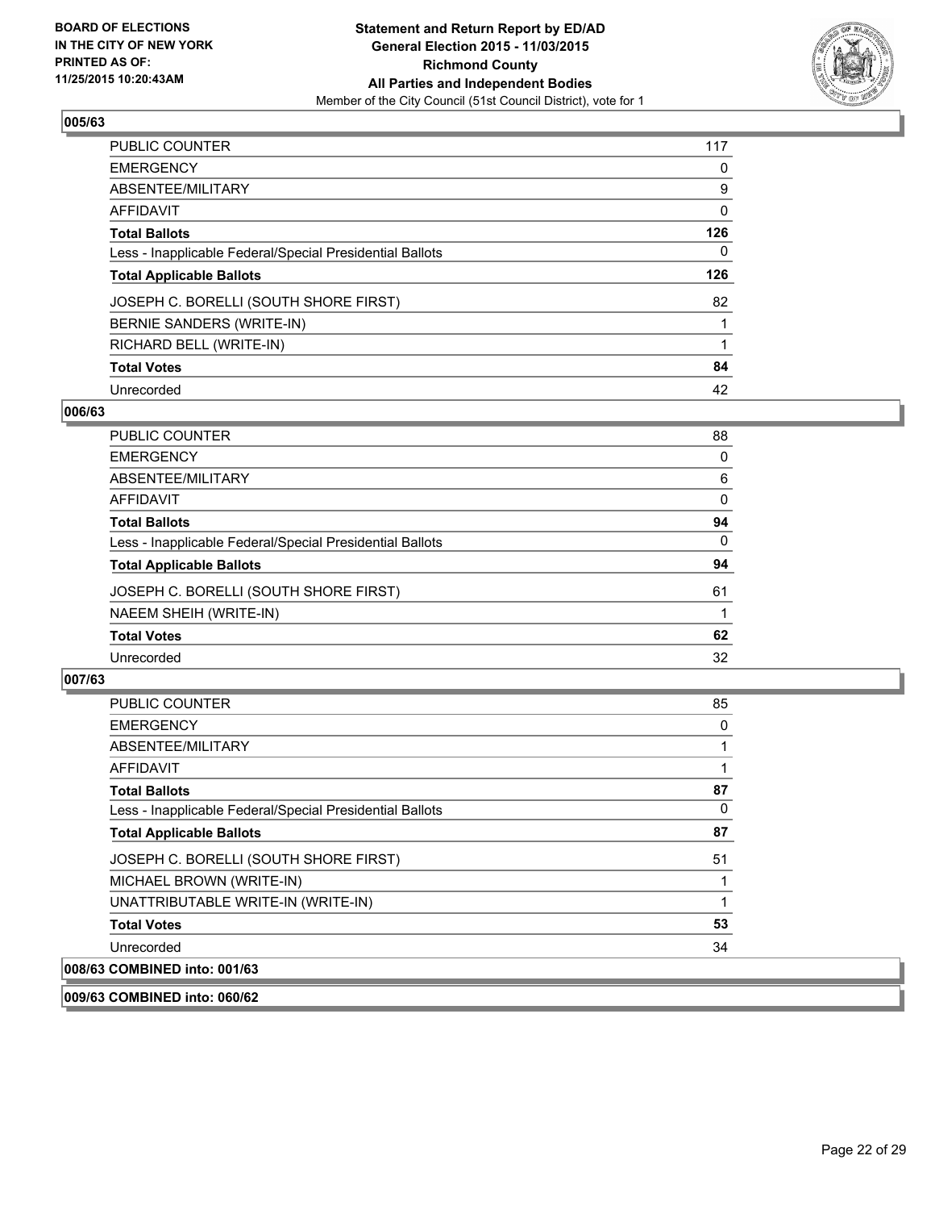**BOARD OF ELECTIONS IN THE CITY OF NEW YORK PRINTED AS OF: 11/25/2015 10:20:43AM**

**Statement and Return Report by ED/AD General Election 2015 - 11/03/2015 Richmond County All Parties and Independent Bodies**
Member of the City Council (51st Council District), vote for 1

### 005/63

| | |
|---|---|
| PUBLIC COUNTER | 117 |
| EMERGENCY | 0 |
| ABSENTEE/MILITARY | 9 |
| AFFIDAVIT | 0 |
| **Total Ballots** | **126** |
| Less - Inapplicable Federal/Special Presidential Ballots | 0 |
| **Total Applicable Ballots** | **126** |
| JOSEPH C. BORELLI (SOUTH SHORE FIRST) | 82 |
| BERNIE SANDERS (WRITE-IN) | 1 |
| RICHARD BELL (WRITE-IN) | 1 |
| **Total Votes** | **84** |
| Unrecorded | 42 |

### 006/63

| | |
|---|---|
| PUBLIC COUNTER | 88 |
| EMERGENCY | 0 |
| ABSENTEE/MILITARY | 6 |
| AFFIDAVIT | 0 |
| **Total Ballots** | **94** |
| Less - Inapplicable Federal/Special Presidential Ballots | 0 |
| **Total Applicable Ballots** | **94** |
| JOSEPH C. BORELLI (SOUTH SHORE FIRST) | 61 |
| NAEEM SHEIH (WRITE-IN) | 1 |
| **Total Votes** | **62** |
| Unrecorded | 32 |

### 007/63

| | |
|---|---|
| PUBLIC COUNTER | 85 |
| EMERGENCY | 0 |
| ABSENTEE/MILITARY | 1 |
| AFFIDAVIT | 1 |
| **Total Ballots** | **87** |
| Less - Inapplicable Federal/Special Presidential Ballots | 0 |
| **Total Applicable Ballots** | **87** |
| JOSEPH C. BORELLI (SOUTH SHORE FIRST) | 51 |
| MICHAEL BROWN (WRITE-IN) | 1 |
| UNATTRIBUTABLE WRITE-IN (WRITE-IN) | 1 |
| **Total Votes** | **53** |
| Unrecorded | 34 |

### 008/63 COMBINED into: 001/63

### 009/63 COMBINED into: 060/62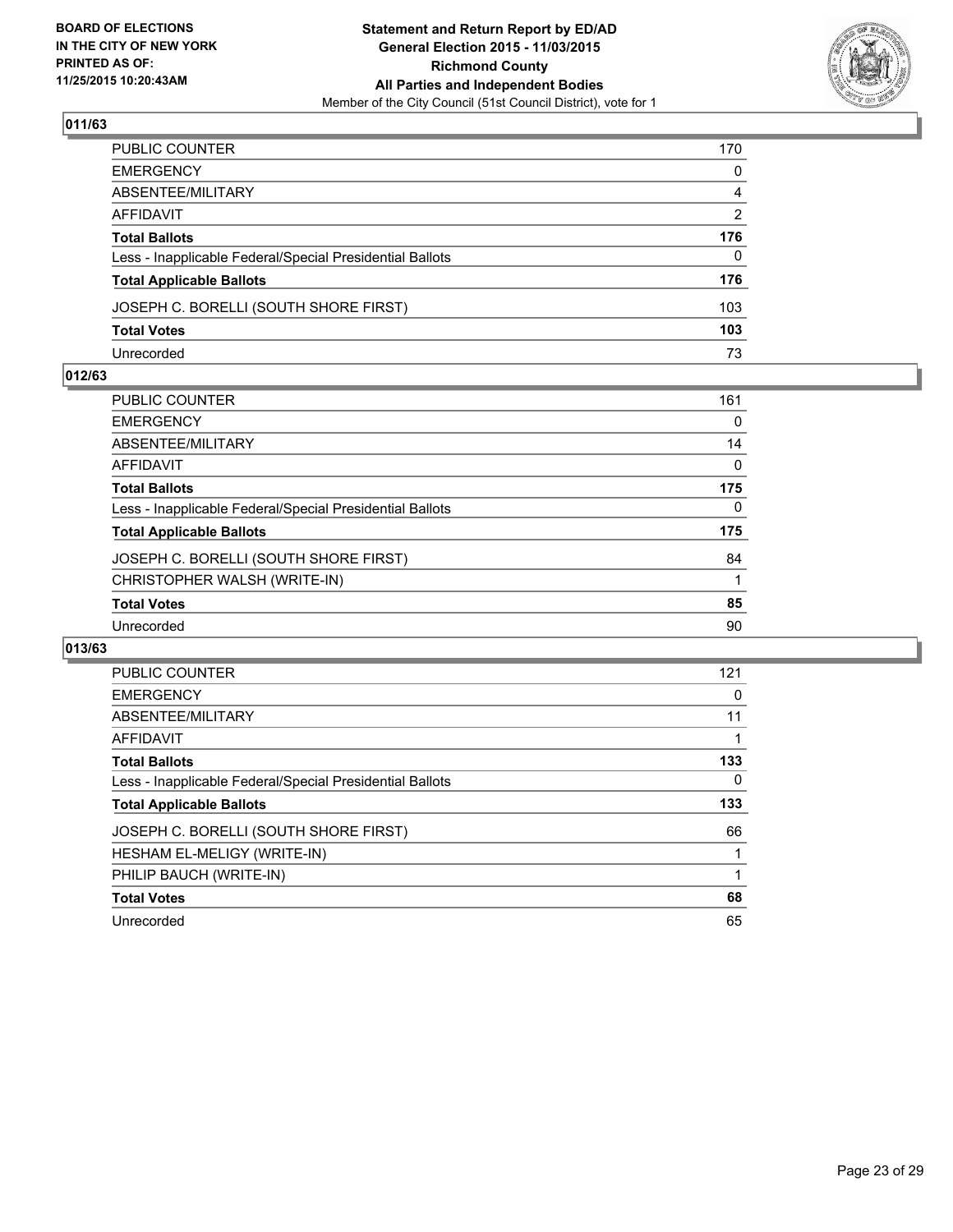**BOARD OF ELECTIONS IN THE CITY OF NEW YORK PRINTED AS OF: 11/25/2015 10:20:43AM**

**Statement and Return Report by ED/AD**
**General Election 2015 - 11/03/2015**
**Richmond County**
**All Parties and Independent Bodies**
Member of the City Council (51st Council District), vote for 1

### 011/63

| | |
|---|---|
| PUBLIC COUNTER | 170 |
| EMERGENCY | 0 |
| ABSENTEE/MILITARY | 4 |
| AFFIDAVIT | 2 |
| **Total Ballots** | **176** |
| Less - Inapplicable Federal/Special Presidential Ballots | 0 |
| **Total Applicable Ballots** | **176** |
| JOSEPH C. BORELLI (SOUTH SHORE FIRST) | 103 |
| **Total Votes** | **103** |
| Unrecorded | 73 |

### 012/63

| | |
|---|---|
| PUBLIC COUNTER | 161 |
| EMERGENCY | 0 |
| ABSENTEE/MILITARY | 14 |
| AFFIDAVIT | 0 |
| **Total Ballots** | **175** |
| Less - Inapplicable Federal/Special Presidential Ballots | 0 |
| **Total Applicable Ballots** | **175** |
| JOSEPH C. BORELLI (SOUTH SHORE FIRST) | 84 |
| CHRISTOPHER WALSH (WRITE-IN) | 1 |
| **Total Votes** | **85** |
| Unrecorded | 90 |

### 013/63

| | |
|---|---|
| PUBLIC COUNTER | 121 |
| EMERGENCY | 0 |
| ABSENTEE/MILITARY | 11 |
| AFFIDAVIT | 1 |
| **Total Ballots** | **133** |
| Less - Inapplicable Federal/Special Presidential Ballots | 0 |
| **Total Applicable Ballots** | **133** |
| JOSEPH C. BORELLI (SOUTH SHORE FIRST) | 66 |
| HESHAM EL-MELIGY (WRITE-IN) | 1 |
| PHILIP BAUCH (WRITE-IN) | 1 |
| **Total Votes** | **68** |
| Unrecorded | 65 |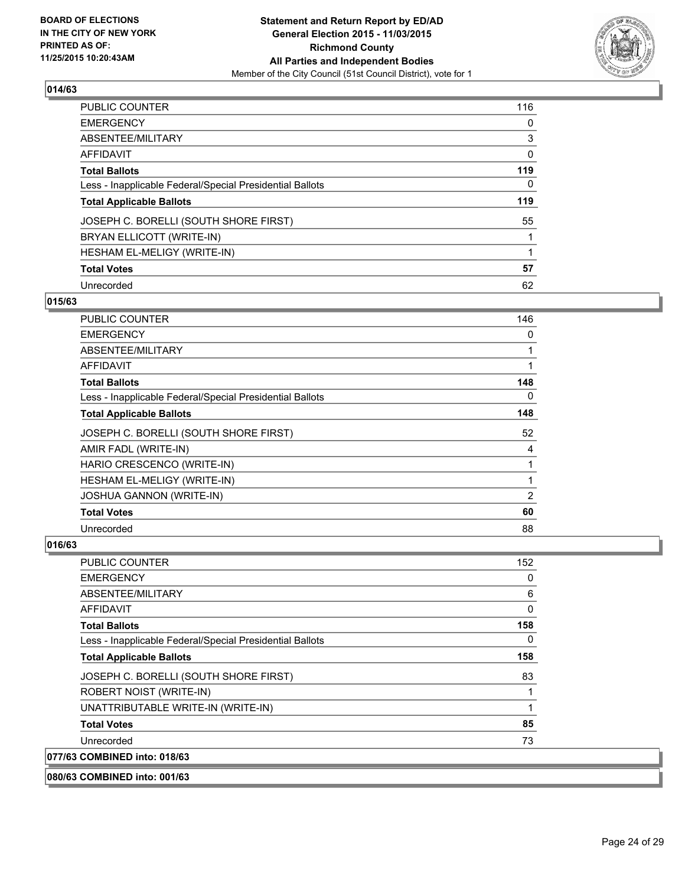**BOARD OF ELECTIONS IN THE CITY OF NEW YORK PRINTED AS OF: 11/25/2015 10:20:43AM**

**Statement and Return Report by ED/AD**
**General Election 2015 - 11/03/2015**
**Richmond County**
**All Parties and Independent Bodies**
Member of the City Council (51st Council District), vote for 1

### 014/63

| | |
|---|---|
| PUBLIC COUNTER | 116 |
| EMERGENCY | 0 |
| ABSENTEE/MILITARY | 3 |
| AFFIDAVIT | 0 |
| **Total Ballots** | **119** |
| Less - Inapplicable Federal/Special Presidential Ballots | 0 |
| **Total Applicable Ballots** | **119** |
| JOSEPH C. BORELLI (SOUTH SHORE FIRST) | 55 |
| BRYAN ELLICOTT (WRITE-IN) | 1 |
| HESHAM EL-MELIGY (WRITE-IN) | 1 |
| **Total Votes** | **57** |
| Unrecorded | 62 |

### 015/63

| | |
|---|---|
| PUBLIC COUNTER | 146 |
| EMERGENCY | 0 |
| ABSENTEE/MILITARY | 1 |
| AFFIDAVIT | 1 |
| **Total Ballots** | **148** |
| Less - Inapplicable Federal/Special Presidential Ballots | 0 |
| **Total Applicable Ballots** | **148** |
| JOSEPH C. BORELLI (SOUTH SHORE FIRST) | 52 |
| AMIR FADL (WRITE-IN) | 4 |
| HARIO CRESCENCO (WRITE-IN) | 1 |
| HESHAM EL-MELIGY (WRITE-IN) | 1 |
| JOSHUA GANNON (WRITE-IN) | 2 |
| **Total Votes** | **60** |
| Unrecorded | 88 |

### 016/63

| | |
|---|---|
| PUBLIC COUNTER | 152 |
| EMERGENCY | 0 |
| ABSENTEE/MILITARY | 6 |
| AFFIDAVIT | 0 |
| **Total Ballots** | **158** |
| Less - Inapplicable Federal/Special Presidential Ballots | 0 |
| **Total Applicable Ballots** | **158** |
| JOSEPH C. BORELLI (SOUTH SHORE FIRST) | 83 |
| ROBERT NOIST (WRITE-IN) | 1 |
| UNATTRIBUTABLE WRITE-IN (WRITE-IN) | 1 |
| **Total Votes** | **85** |
| Unrecorded | 73 |

### 077/63 COMBINED into: 018/63

### 080/63 COMBINED into: 001/63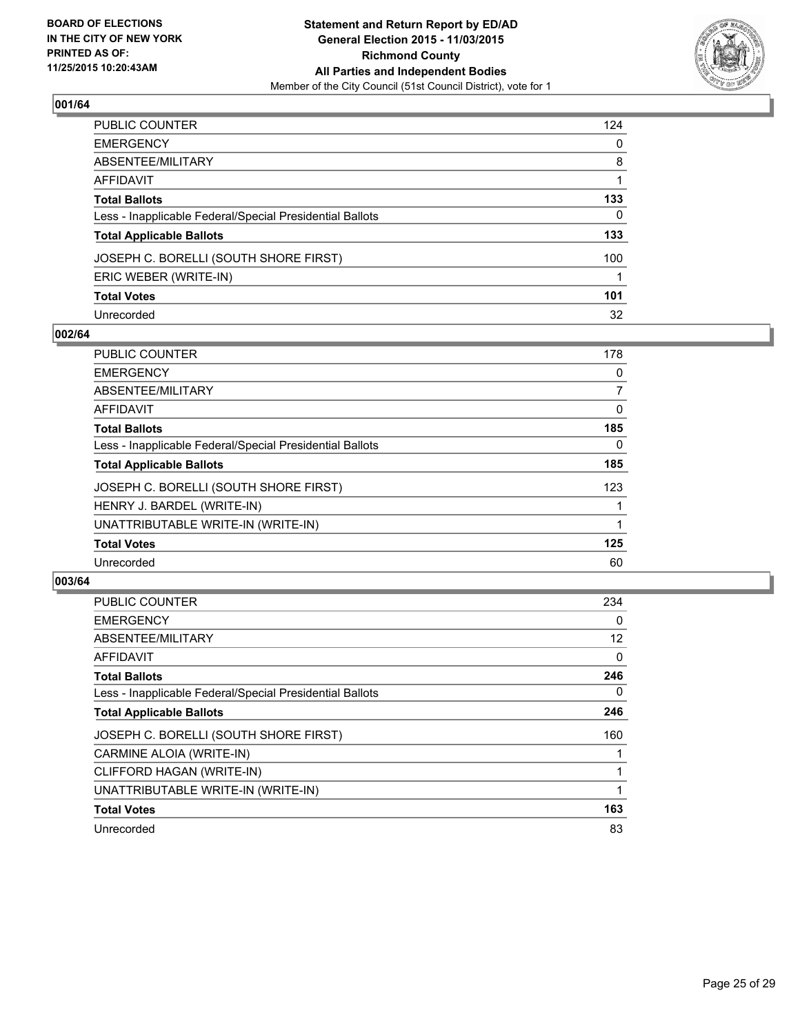**BOARD OF ELECTIONS IN THE CITY OF NEW YORK PRINTED AS OF: 11/25/2015 10:20:43AM**

**Statement and Return Report by ED/AD**
**General Election 2015 - 11/03/2015**
**Richmond County**
**All Parties and Independent Bodies**
Member of the City Council (51st Council District), vote for 1

### 001/64

| | |
|---|---|
| PUBLIC COUNTER | 124 |
| EMERGENCY | 0 |
| ABSENTEE/MILITARY | 8 |
| AFFIDAVIT | 1 |
| **Total Ballots** | **133** |
| Less - Inapplicable Federal/Special Presidential Ballots | 0 |
| **Total Applicable Ballots** | **133** |
| JOSEPH C. BORELLI (SOUTH SHORE FIRST) | 100 |
| ERIC WEBER (WRITE-IN) | 1 |
| **Total Votes** | **101** |
| Unrecorded | 32 |

### 002/64

| | |
|---|---|
| PUBLIC COUNTER | 178 |
| EMERGENCY | 0 |
| ABSENTEE/MILITARY | 7 |
| AFFIDAVIT | 0 |
| **Total Ballots** | **185** |
| Less - Inapplicable Federal/Special Presidential Ballots | 0 |
| **Total Applicable Ballots** | **185** |
| JOSEPH C. BORELLI (SOUTH SHORE FIRST) | 123 |
| HENRY J. BARDEL (WRITE-IN) | 1 |
| UNATTRIBUTABLE WRITE-IN (WRITE-IN) | 1 |
| **Total Votes** | **125** |
| Unrecorded | 60 |

### 003/64

| | |
|---|---|
| PUBLIC COUNTER | 234 |
| EMERGENCY | 0 |
| ABSENTEE/MILITARY | 12 |
| AFFIDAVIT | 0 |
| **Total Ballots** | **246** |
| Less - Inapplicable Federal/Special Presidential Ballots | 0 |
| **Total Applicable Ballots** | **246** |
| JOSEPH C. BORELLI (SOUTH SHORE FIRST) | 160 |
| CARMINE ALOIA (WRITE-IN) | 1 |
| CLIFFORD HAGAN (WRITE-IN) | 1 |
| UNATTRIBUTABLE WRITE-IN (WRITE-IN) | 1 |
| **Total Votes** | **163** |
| Unrecorded | 83 |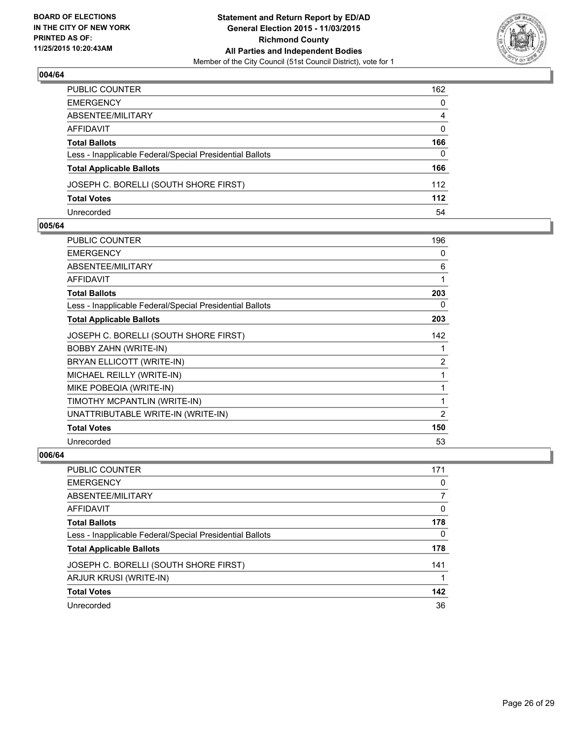**BOARD OF ELECTIONS IN THE CITY OF NEW YORK PRINTED AS OF: 11/25/2015 10:20:43AM**

**Statement and Return Report by ED/AD General Election 2015 - 11/03/2015 Richmond County All Parties and Independent Bodies**
Member of the City Council (51st Council District), vote for 1

### 004/64

| | |
|---|---|
| PUBLIC COUNTER | 162 |
| EMERGENCY | 0 |
| ABSENTEE/MILITARY | 4 |
| AFFIDAVIT | 0 |
| **Total Ballots** | **166** |
| Less - Inapplicable Federal/Special Presidential Ballots | 0 |
| **Total Applicable Ballots** | **166** |
| JOSEPH C. BORELLI (SOUTH SHORE FIRST) | 112 |
| **Total Votes** | **112** |
| Unrecorded | 54 |

### 005/64

| | |
|---|---|
| PUBLIC COUNTER | 196 |
| EMERGENCY | 0 |
| ABSENTEE/MILITARY | 6 |
| AFFIDAVIT | 1 |
| **Total Ballots** | **203** |
| Less - Inapplicable Federal/Special Presidential Ballots | 0 |
| **Total Applicable Ballots** | **203** |
| JOSEPH C. BORELLI (SOUTH SHORE FIRST) | 142 |
| BOBBY ZAHN (WRITE-IN) | 1 |
| BRYAN ELLICOTT (WRITE-IN) | 2 |
| MICHAEL REILLY (WRITE-IN) | 1 |
| MIKE POBEQIA (WRITE-IN) | 1 |
| TIMOTHY MCPANTLIN (WRITE-IN) | 1 |
| UNATTRIBUTABLE WRITE-IN (WRITE-IN) | 2 |
| **Total Votes** | **150** |
| Unrecorded | 53 |

### 006/64

| | |
|---|---|
| PUBLIC COUNTER | 171 |
| EMERGENCY | 0 |
| ABSENTEE/MILITARY | 7 |
| AFFIDAVIT | 0 |
| **Total Ballots** | **178** |
| Less - Inapplicable Federal/Special Presidential Ballots | 0 |
| **Total Applicable Ballots** | **178** |
| JOSEPH C. BORELLI (SOUTH SHORE FIRST) | 141 |
| ARJUR KRUSI (WRITE-IN) | 1 |
| **Total Votes** | **142** |
| Unrecorded | 36 |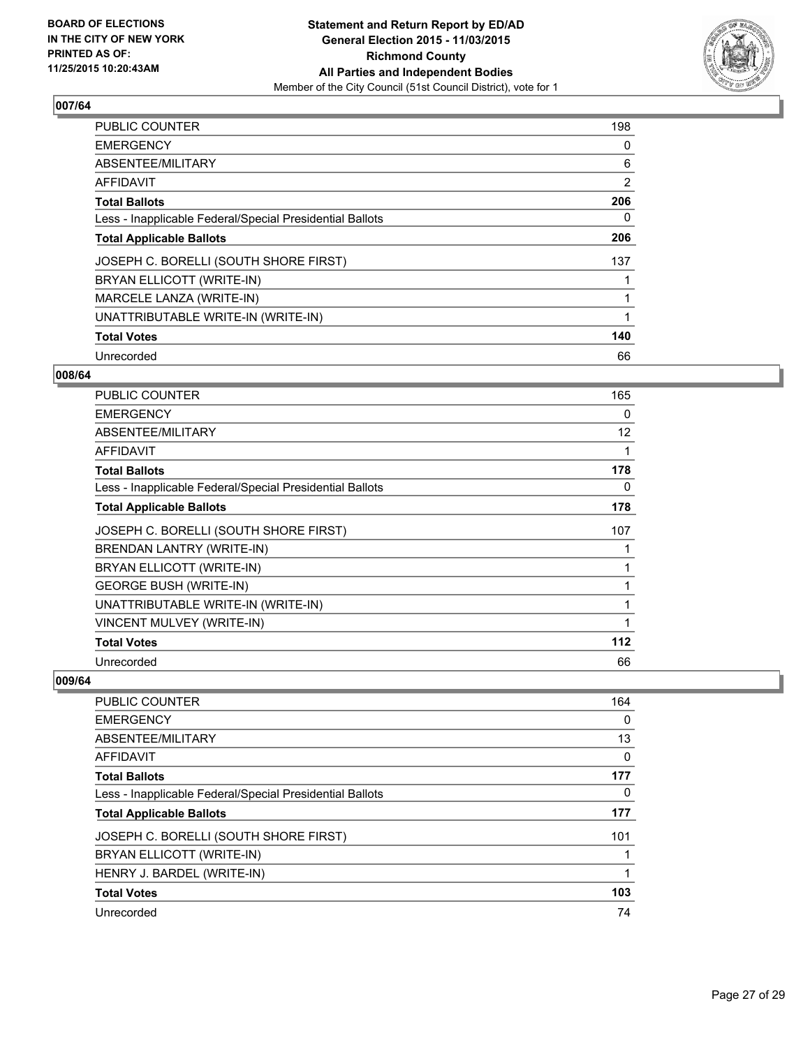**BOARD OF ELECTIONS IN THE CITY OF NEW YORK PRINTED AS OF: 11/25/2015 10:20:43AM**

**Statement and Return Report by ED/AD General Election 2015 - 11/03/2015 Richmond County All Parties and Independent Bodies**
Member of the City Council (51st Council District), vote for 1

### 007/64

| | |
|---|---|
| PUBLIC COUNTER | 198 |
| EMERGENCY | 0 |
| ABSENTEE/MILITARY | 6 |
| AFFIDAVIT | 2 |
| **Total Ballots** | **206** |
| Less - Inapplicable Federal/Special Presidential Ballots | 0 |
| **Total Applicable Ballots** | **206** |
| JOSEPH C. BORELLI (SOUTH SHORE FIRST) | 137 |
| BRYAN ELLICOTT (WRITE-IN) | 1 |
| MARCELE LANZA (WRITE-IN) | 1 |
| UNATTRIBUTABLE WRITE-IN (WRITE-IN) | 1 |
| **Total Votes** | **140** |
| Unrecorded | 66 |

### 008/64

| | |
|---|---|
| PUBLIC COUNTER | 165 |
| EMERGENCY | 0 |
| ABSENTEE/MILITARY | 12 |
| AFFIDAVIT | 1 |
| **Total Ballots** | **178** |
| Less - Inapplicable Federal/Special Presidential Ballots | 0 |
| **Total Applicable Ballots** | **178** |
| JOSEPH C. BORELLI (SOUTH SHORE FIRST) | 107 |
| BRENDAN LANTRY (WRITE-IN) | 1 |
| BRYAN ELLICOTT (WRITE-IN) | 1 |
| GEORGE BUSH (WRITE-IN) | 1 |
| UNATTRIBUTABLE WRITE-IN (WRITE-IN) | 1 |
| VINCENT MULVEY (WRITE-IN) | 1 |
| **Total Votes** | **112** |
| Unrecorded | 66 |

### 009/64

| | |
|---|---|
| PUBLIC COUNTER | 164 |
| EMERGENCY | 0 |
| ABSENTEE/MILITARY | 13 |
| AFFIDAVIT | 0 |
| **Total Ballots** | **177** |
| Less - Inapplicable Federal/Special Presidential Ballots | 0 |
| **Total Applicable Ballots** | **177** |
| JOSEPH C. BORELLI (SOUTH SHORE FIRST) | 101 |
| BRYAN ELLICOTT (WRITE-IN) | 1 |
| HENRY J. BARDEL (WRITE-IN) | 1 |
| **Total Votes** | **103** |
| Unrecorded | 74 |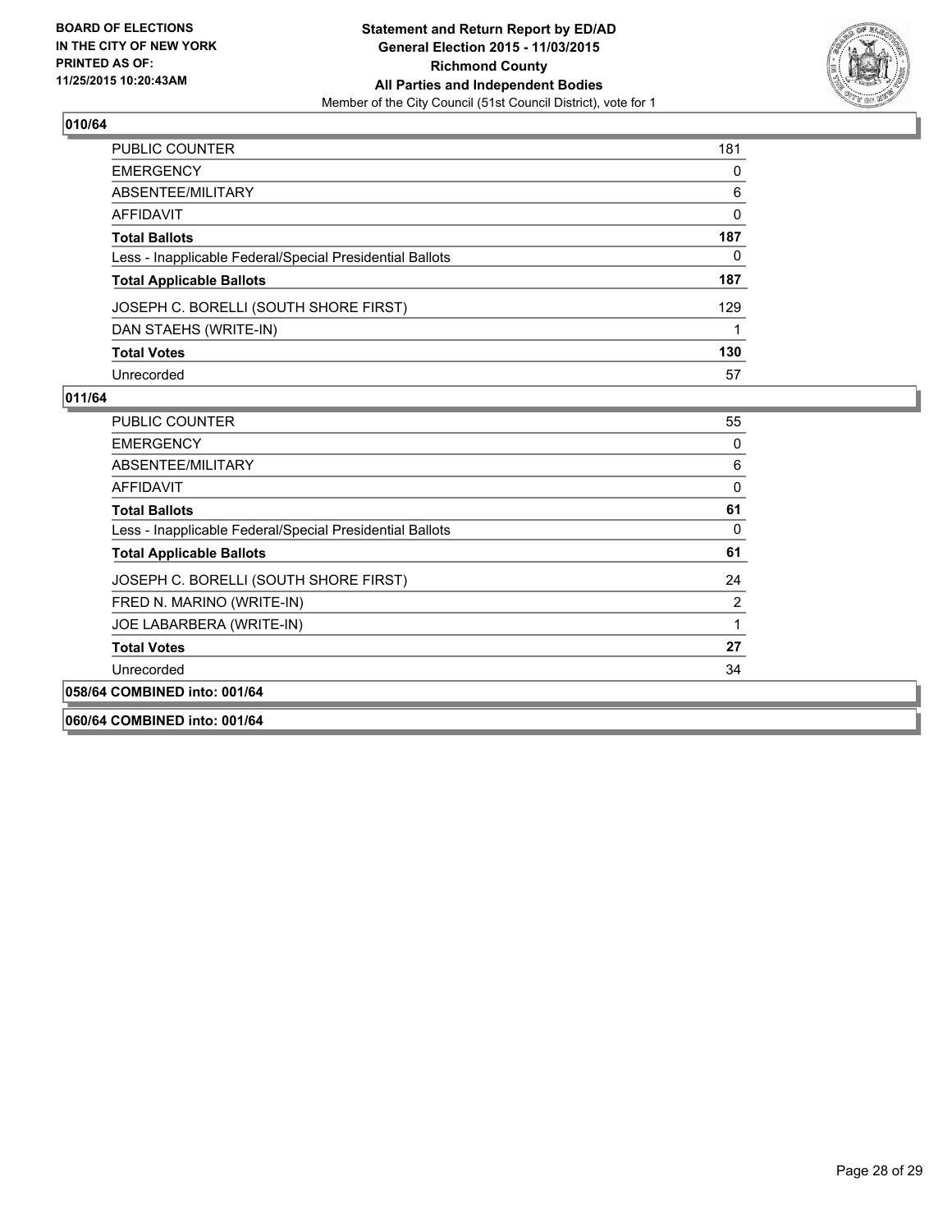**BOARD OF ELECTIONS IN THE CITY OF NEW YORK PRINTED AS OF: 11/25/2015 10:20:43AM**

**Statement and Return Report by ED/AD General Election 2015 - 11/03/2015 Richmond County All Parties and Independent Bodies**
Member of the City Council (51st Council District), vote for 1

### 010/64

| | |
|---|---|
| PUBLIC COUNTER | 181 |
| EMERGENCY | 0 |
| ABSENTEE/MILITARY | 6 |
| AFFIDAVIT | 0 |
| **Total Ballots** | **187** |
| Less - Inapplicable Federal/Special Presidential Ballots | 0 |
| **Total Applicable Ballots** | **187** |
| JOSEPH C. BORELLI (SOUTH SHORE FIRST) | 129 |
| DAN STAEHS (WRITE-IN) | 1 |
| **Total Votes** | **130** |
| Unrecorded | 57 |

### 011/64

| | |
|---|---|
| PUBLIC COUNTER | 55 |
| EMERGENCY | 0 |
| ABSENTEE/MILITARY | 6 |
| AFFIDAVIT | 0 |
| **Total Ballots** | **61** |
| Less - Inapplicable Federal/Special Presidential Ballots | 0 |
| **Total Applicable Ballots** | **61** |
| JOSEPH C. BORELLI (SOUTH SHORE FIRST) | 24 |
| FRED N. MARINO (WRITE-IN) | 2 |
| JOE LABARBERA (WRITE-IN) | 1 |
| **Total Votes** | **27** |
| Unrecorded | 34 |

### 058/64 COMBINED into: 001/64

### 060/64 COMBINED into: 001/64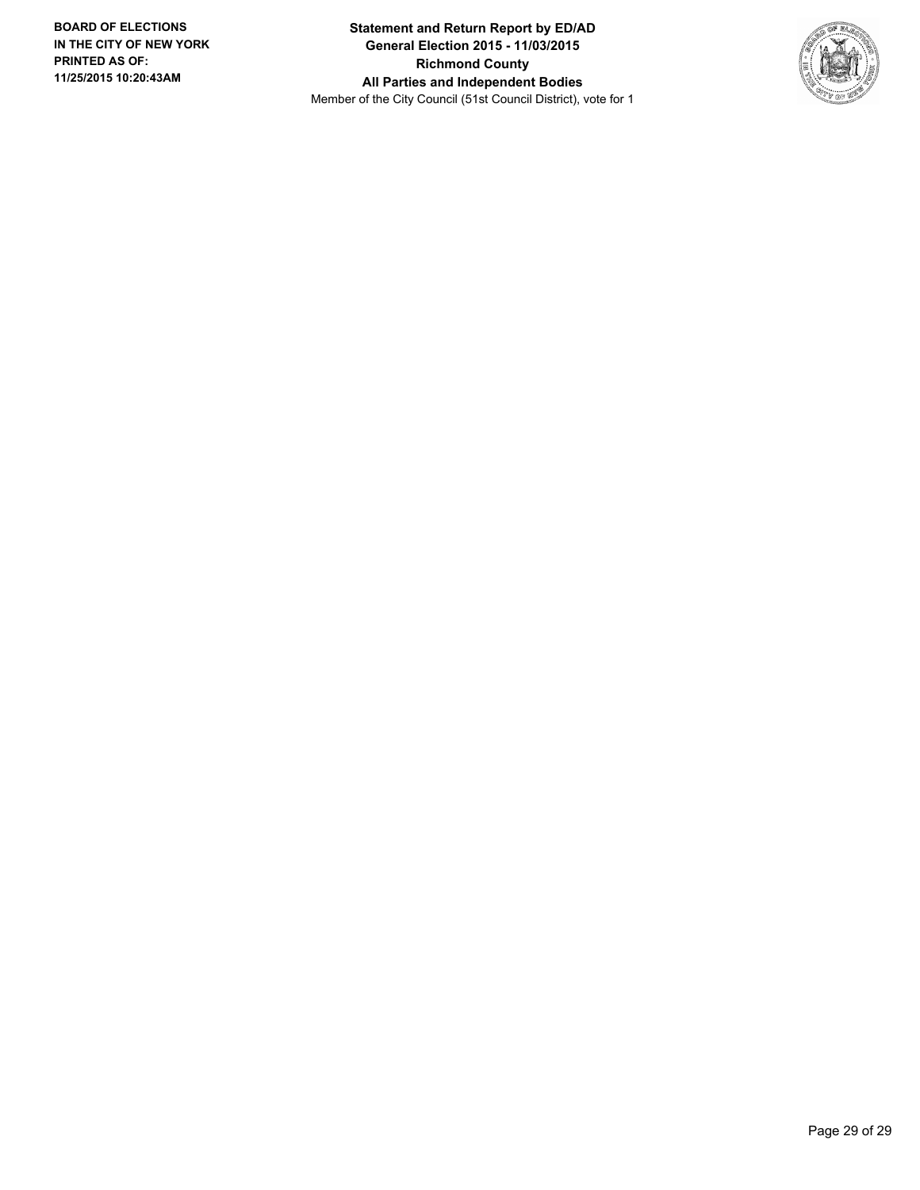**BOARD OF ELECTIONS**
**IN THE CITY OF NEW YORK**
**PRINTED AS OF:**
**11/25/2015 10:20:43AM**

**Statement and Return Report by ED/AD**
**General Election 2015 - 11/03/2015**
**Richmond County**
**All Parties and Independent Bodies**
Member of the City Council (51st Council District), vote for 1